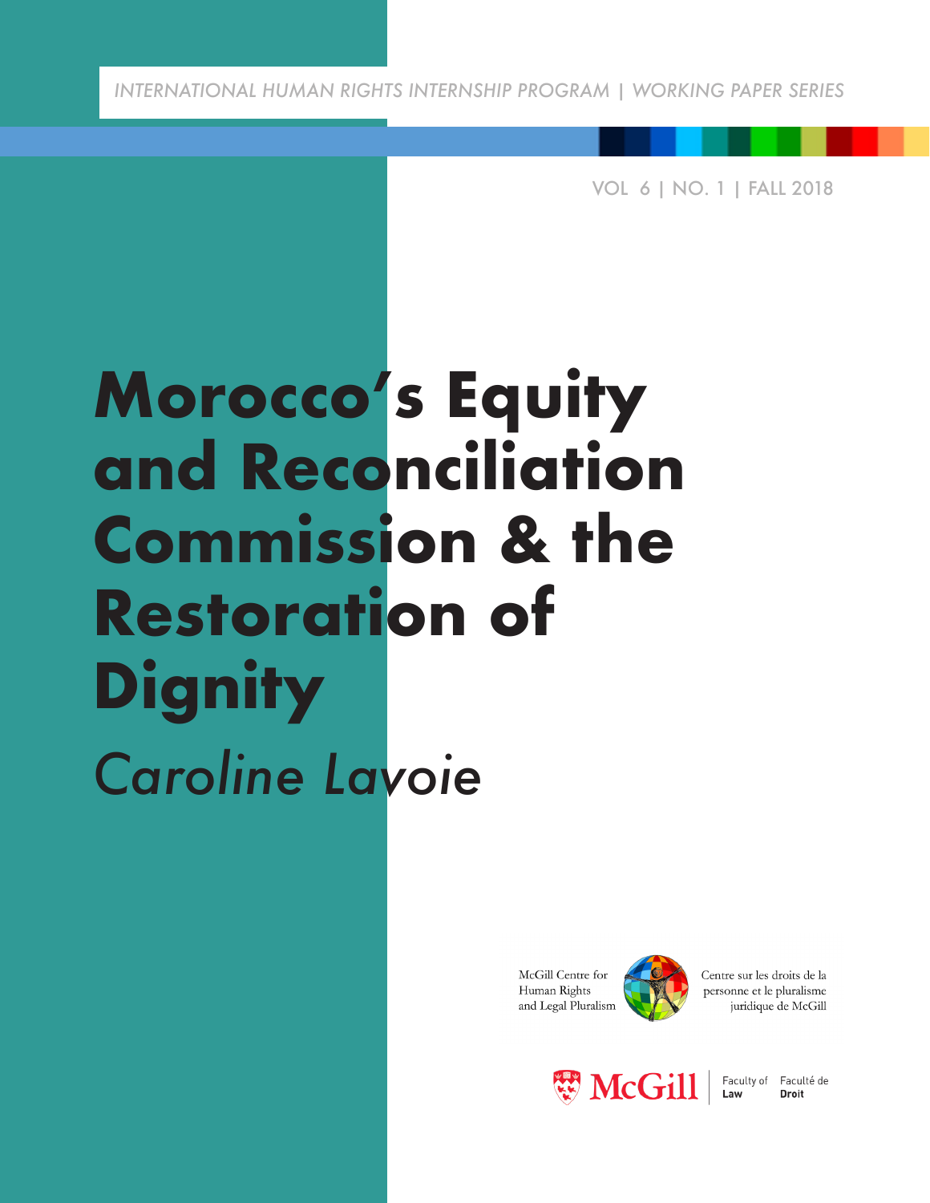INTERNATIONAL HUMAN RIGHTS INTERNSHIP PROGRAM | WORKING PAPER SERIES

VOL 6 | NO. 1 | FALL 2018

# Morocco's Equity and Reconciliation Commission & the Restoration of Dignity

*Caroline Lavoie*

McGill Centre for Human Rights and Legal Pluralism

Centre sur les droits de la personne et le pluralisme juridique de McGill

McGill | Faculty of Law | Faculté de Droit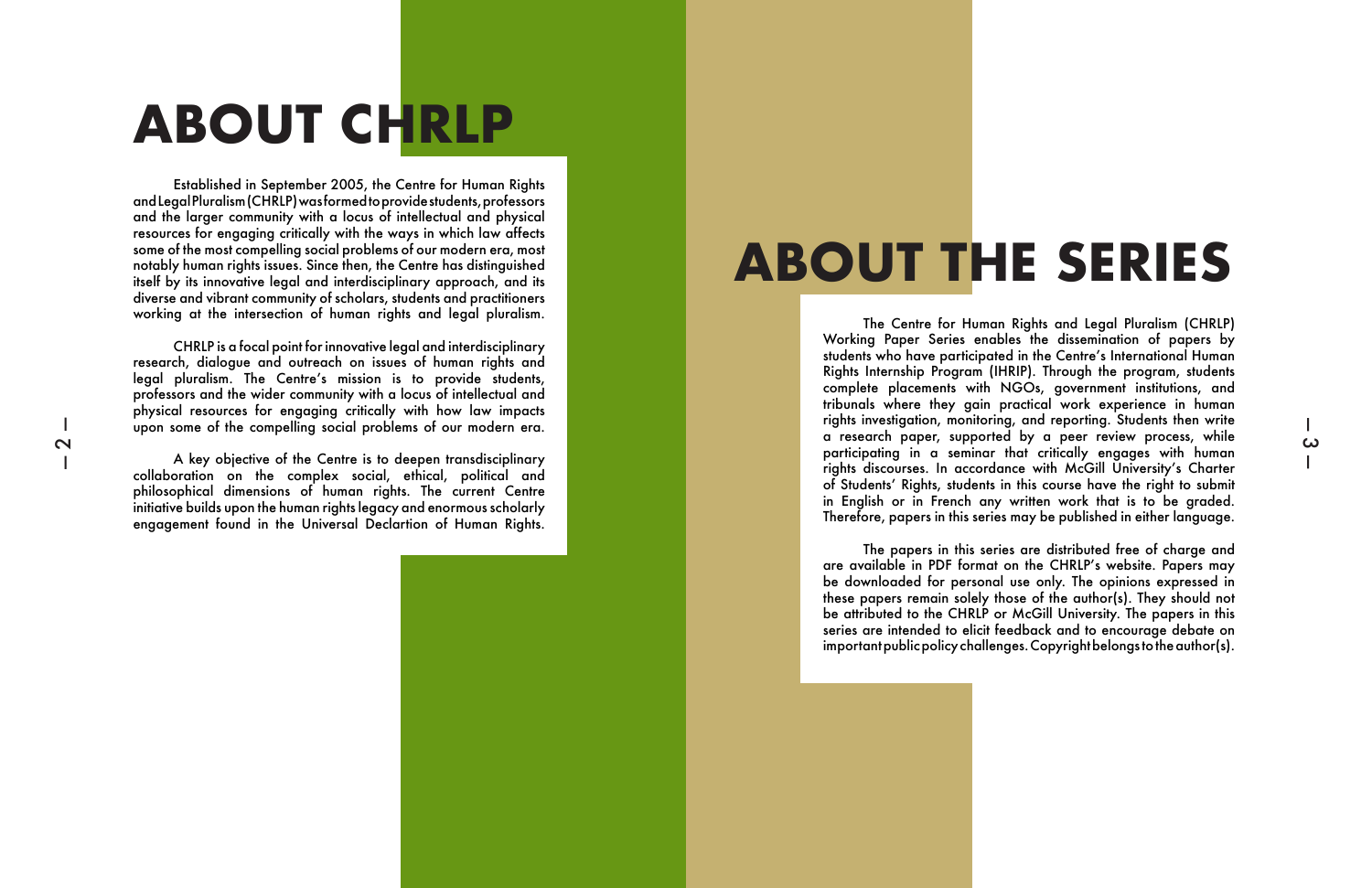# ABOUT CHRLP

Established in September 2005, the Centre for Human Rights and Legal Pluralism (CHRLP) was formed to provide students, professors and the larger community with a locus of intellectual and physical resources for engaging critically with the ways in which law affects some of the most compelling social problems of our modern era, most notably human rights issues. Since then, the Centre has distinguished itself by its innovative legal and interdisciplinary approach, and its diverse and vibrant community of scholars, students and practitioners working at the intersection of human rights and legal pluralism.

CHRLP is a focal point for innovative legal and interdisciplinary research, dialogue and outreach on issues of human rights and legal pluralism. The Centre's mission is to provide students, professors and the wider community with a locus of intellectual and physical resources for engaging critically with how law impacts upon some of the compelling social problems of our modern era.

A key objective of the Centre is to deepen transdisciplinary collaboration on the complex social, ethical, political and philosophical dimensions of human rights. The current Centre initiative builds upon the human rights legacy and enormous scholarly engagement found in the Universal Declartion of Human Rights.

# ABOUT THE SERIES

The Centre for Human Rights and Legal Pluralism (CHRLP) Working Paper Series enables the dissemination of papers by students who have participated in the Centre's International Human Rights Internship Program (IHRIP). Through the program, students complete placements with NGOs, government institutions, and tribunals where they gain practical work experience in human rights investigation, monitoring, and reporting. Students then write a research paper, supported by a peer review process, while participating in a seminar that critically engages with human rights discourses. In accordance with McGill University's Charter of Students' Rights, students in this course have the right to submit in English or in French any written work that is to be graded. Therefore, papers in this series may be published in either language.

The papers in this series are distributed free of charge and are available in PDF format on the CHRLP's website. Papers may be downloaded for personal use only. The opinions expressed in these papers remain solely those of the author(s). They should not be attributed to the CHRLP or McGill University. The papers in this series are intended to elicit feedback and to encourage debate on important public policy challenges. Copyright belongs to the author(s).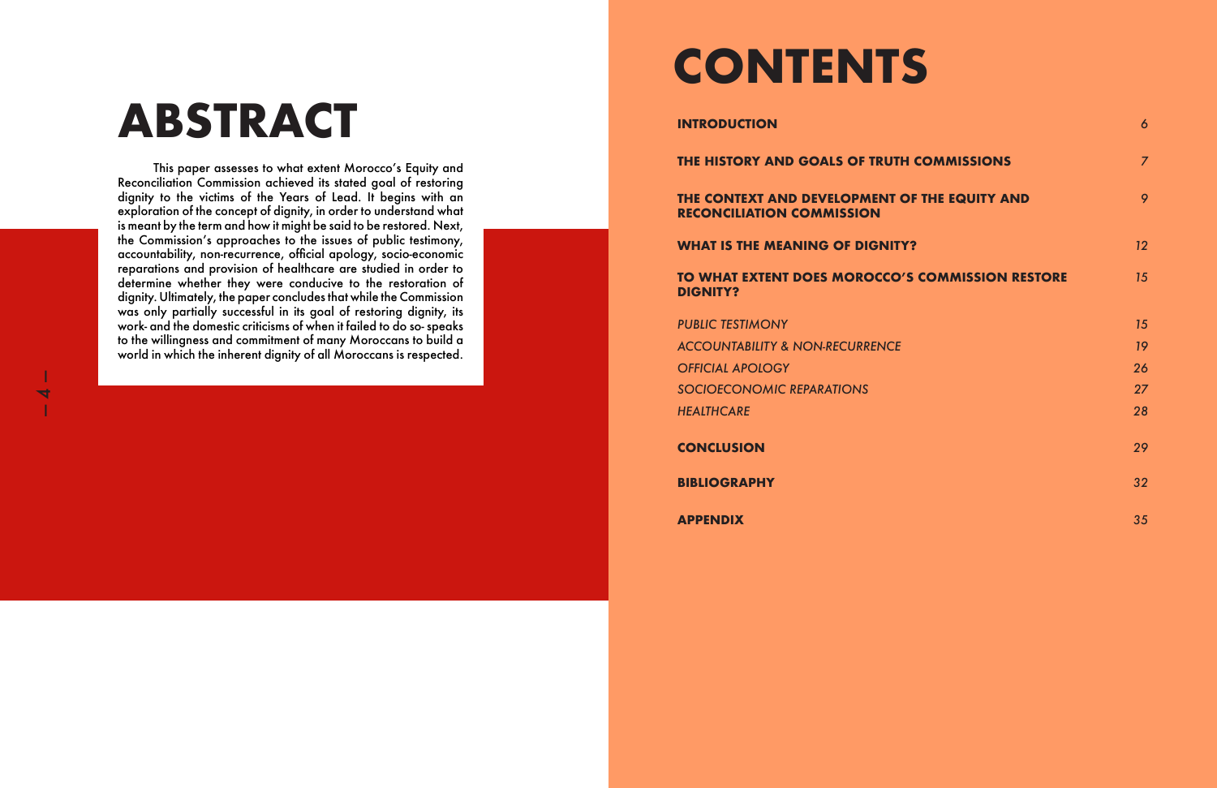# ABSTRACT

This paper assesses to what extent Morocco's Equity and Reconciliation Commission achieved its stated goal of restoring dignity to the victims of the Years of Lead. It begins with an exploration of the concept of dignity, in order to understand what is meant by the term and how it might be said to be restored. Next, the Commission's approaches to the issues of public testimony, accountability, non-recurrence, official apology, socio-economic reparations and provision of healthcare are studied in order to determine whether they were conducive to the restoration of dignity. Ultimately, the paper concludes that while the Commission was only partially successful in its goal of restoring dignity, its work- and the domestic criticisms of when it failed to do so- speaks to the willingness and commitment of many Moroccans to build a world in which the inherent dignity of all Moroccans is respected.

# CONTENTS

| | |
|---|---|
| **INTRODUCTION** | 6 |
| **THE HISTORY AND GOALS OF TRUTH COMMISSIONS** | 7 |
| **THE CONTEXT AND DEVELOPMENT OF THE EQUITY AND RECONCILIATION COMMISSION** | 9 |
| **WHAT IS THE MEANING OF DIGNITY?** | 12 |
| **TO WHAT EXTENT DOES MOROCCO'S COMMISSION RESTORE DIGNITY?** | 15 |
| *PUBLIC TESTIMONY* | 15 |
| *ACCOUNTABILITY & NON-RECURRENCE* | 19 |
| *OFFICIAL APOLOGY* | 26 |
| *SOCIOECONOMIC REPARATIONS* | 27 |
| *HEALTHCARE* | 28 |
| **CONCLUSION** | 29 |
| **BIBLIOGRAPHY** | 32 |
| **APPENDIX** | 35 |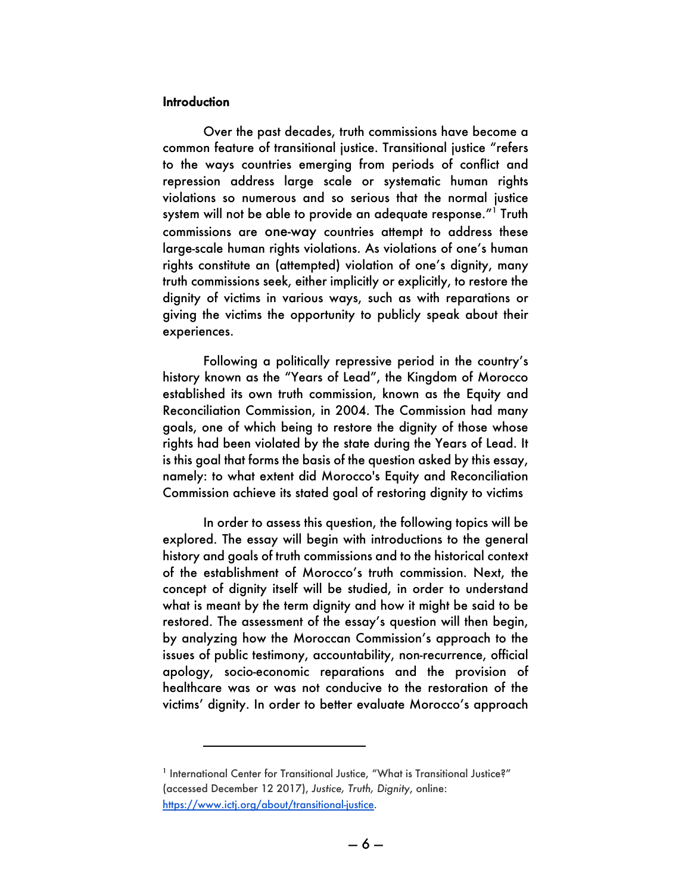## Introduction

Over the past decades, truth commissions have become a common feature of transitional justice. Transitional justice "refers to the ways countries emerging from periods of conflict and repression address large scale or systematic human rights violations so numerous and so serious that the normal justice system will not be able to provide an adequate response."[1] Truth commissions are one-way countries attempt to address these large-scale human rights violations. As violations of one's human rights constitute an (attempted) violation of one's dignity, many truth commissions seek, either implicitly or explicitly, to restore the dignity of victims in various ways, such as with reparations or giving the victims the opportunity to publicly speak about their experiences.

Following a politically repressive period in the country's history known as the "Years of Lead", the Kingdom of Morocco established its own truth commission, known as the Equity and Reconciliation Commission, in 2004. The Commission had many goals, one of which being to restore the dignity of those whose rights had been violated by the state during the Years of Lead. It is this goal that forms the basis of the question asked by this essay, namely: to what extent did Morocco's Equity and Reconciliation Commission achieve its stated goal of restoring dignity to victims

In order to assess this question, the following topics will be explored. The essay will begin with introductions to the general history and goals of truth commissions and to the historical context of the establishment of Morocco's truth commission. Next, the concept of dignity itself will be studied, in order to understand what is meant by the term dignity and how it might be said to be restored. The assessment of the essay's question will then begin, by analyzing how the Moroccan Commission's approach to the issues of public testimony, accountability, non-recurrence, official apology, socio-economic reparations and the provision of healthcare was or was not conducive to the restoration of the victims' dignity. In order to better evaluate Morocco's approach

---

[1] International Center for Transitional Justice, "What is Transitional Justice?" (accessed December 12 2017), *Justice, Truth, Dignity*, online: https://www.ictj.org/about/transitional-justice.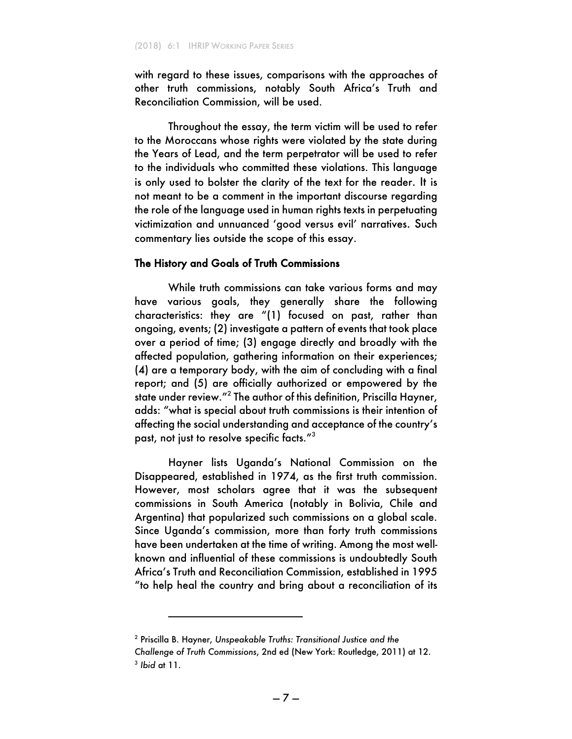with regard to these issues, comparisons with the approaches of other truth commissions, notably South Africa's Truth and Reconciliation Commission, will be used.

Throughout the essay, the term victim will be used to refer to the Moroccans whose rights were violated by the state during the Years of Lead, and the term perpetrator will be used to refer to the individuals who committed these violations. This language is only used to bolster the clarity of the text for the reader. It is not meant to be a comment in the important discourse regarding the role of the language used in human rights texts in perpetuating victimization and unnuanced 'good versus evil' narratives. Such commentary lies outside the scope of this essay.

## The History and Goals of Truth Commissions

While truth commissions can take various forms and may have various goals, they generally share the following characteristics: they are "(1) focused on past, rather than ongoing, events; (2) investigate a pattern of events that took place over a period of time; (3) engage directly and broadly with the affected population, gathering information on their experiences; (4) are a temporary body, with the aim of concluding with a final report; and (5) are officially authorized or empowered by the state under review."[2] The author of this definition, Priscilla Hayner, adds: "what is special about truth commissions is their intention of affecting the social understanding and acceptance of the country's past, not just to resolve specific facts."[3]

Hayner lists Uganda's National Commission on the Disappeared, established in 1974, as the first truth commission. However, most scholars agree that it was the subsequent commissions in South America (notably in Bolivia, Chile and Argentina) that popularized such commissions on a global scale. Since Uganda's commission, more than forty truth commissions have been undertaken at the time of writing. Among the most well-known and influential of these commissions is undoubtedly South Africa's Truth and Reconciliation Commission, established in 1995 "to help heal the country and bring about a reconciliation of its

---

[2] Priscilla B. Hayner, *Unspeakable Truths: Transitional Justice and the Challenge of Truth Commissions*, 2nd ed (New York: Routledge, 2011) at 12.

[3] *Ibid* at 11.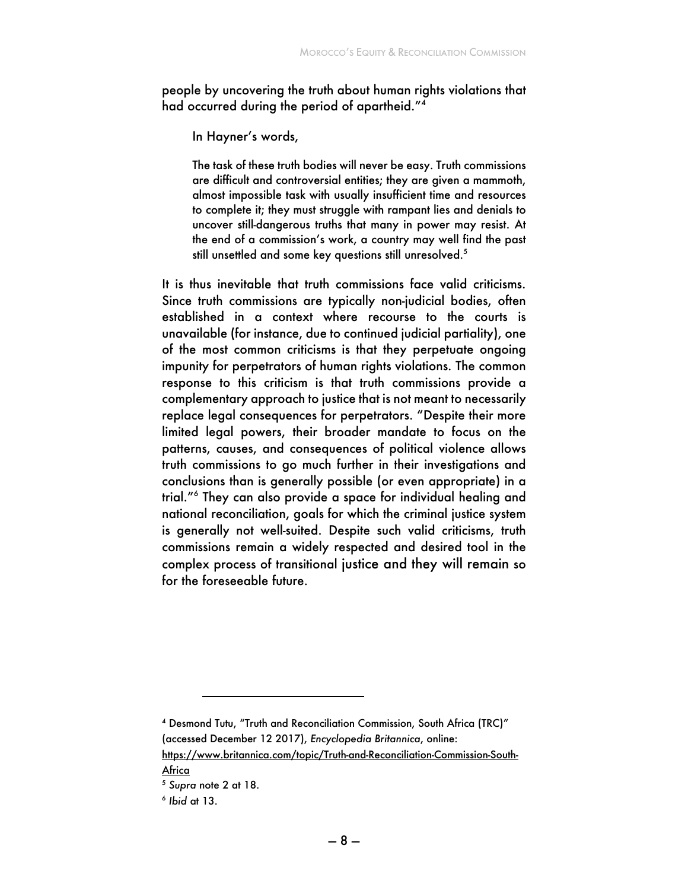people by uncovering the truth about human rights violations that had occurred during the period of apartheid."[4]

In Hayner's words,

> The task of these truth bodies will never be easy. Truth commissions are difficult and controversial entities; they are given a mammoth, almost impossible task with usually insufficient time and resources to complete it; they must struggle with rampant lies and denials to uncover still-dangerous truths that many in power may resist. At the end of a commission's work, a country may well find the past still unsettled and some key questions still unresolved.[5]

It is thus inevitable that truth commissions face valid criticisms. Since truth commissions are typically non-judicial bodies, often established in a context where recourse to the courts is unavailable (for instance, due to continued judicial partiality), one of the most common criticisms is that they perpetuate ongoing impunity for perpetrators of human rights violations. The common response to this criticism is that truth commissions provide a complementary approach to justice that is not meant to necessarily replace legal consequences for perpetrators. "Despite their more limited legal powers, their broader mandate to focus on the patterns, causes, and consequences of political violence allows truth commissions to go much further in their investigations and conclusions than is generally possible (or even appropriate) in a trial."[6] They can also provide a space for individual healing and national reconciliation, goals for which the criminal justice system is generally not well-suited. Despite such valid criticisms, truth commissions remain a widely respected and desired tool in the complex process of transitional justice and they will remain so for the foreseeable future.

---

[4] Desmond Tutu, "Truth and Reconciliation Commission, South Africa (TRC)" (accessed December 12 2017), *Encyclopedia Britannica*, online: https://www.britannica.com/topic/Truth-and-Reconciliation-Commission-South-Africa

[5] *Supra* note 2 at 18.

[6] *Ibid* at 13.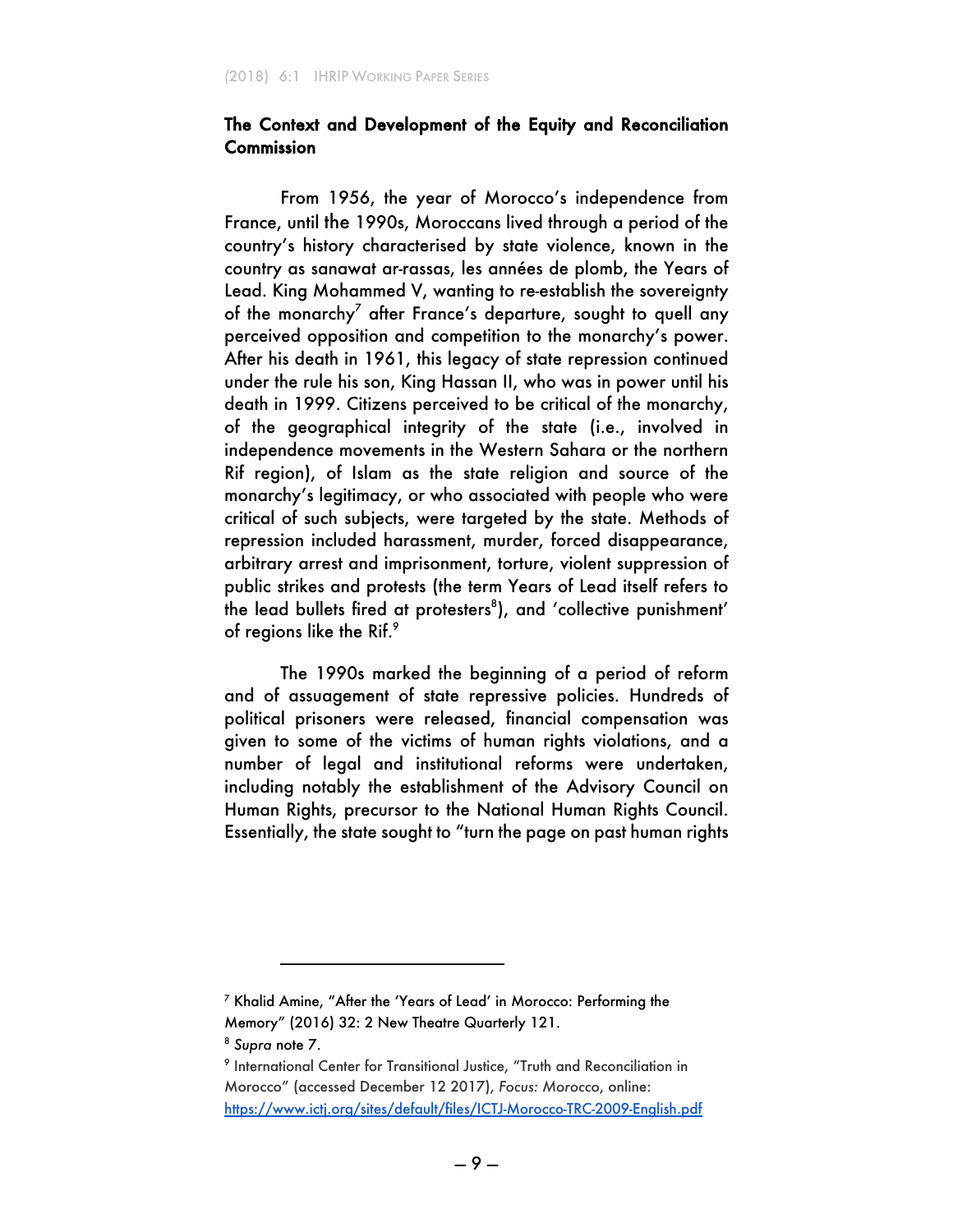## The Context and Development of the Equity and Reconciliation Commission

From 1956, the year of Morocco's independence from France, until the 1990s, Moroccans lived through a period of the country's history characterised by state violence, known in the country as sanawat ar-rassas, les années de plomb, the Years of Lead. King Mohammed V, wanting to re-establish the sovereignty of the monarchy[7] after France's departure, sought to quell any perceived opposition and competition to the monarchy's power. After his death in 1961, this legacy of state repression continued under the rule his son, King Hassan II, who was in power until his death in 1999. Citizens perceived to be critical of the monarchy, of the geographical integrity of the state (i.e., involved in independence movements in the Western Sahara or the northern Rif region), of Islam as the state religion and source of the monarchy's legitimacy, or who associated with people who were critical of such subjects, were targeted by the state. Methods of repression included harassment, murder, forced disappearance, arbitrary arrest and imprisonment, torture, violent suppression of public strikes and protests (the term Years of Lead itself refers to the lead bullets fired at protesters[8]), and 'collective punishment' of regions like the Rif.[9]

The 1990s marked the beginning of a period of reform and of assuagement of state repressive policies. Hundreds of political prisoners were released, financial compensation was given to some of the victims of human rights violations, and a number of legal and institutional reforms were undertaken, including notably the establishment of the Advisory Council on Human Rights, precursor to the National Human Rights Council. Essentially, the state sought to "turn the page on past human rights

---

[7] Khalid Amine, "After the 'Years of Lead' in Morocco: Performing the Memory" (2016) 32: 2 New Theatre Quarterly 121.

[8] *Supra* note 7.

[9] International Center for Transitional Justice, "Truth and Reconciliation in Morocco" (accessed December 12 2017), *Focus: Morocco*, online: https://www.ictj.org/sites/default/files/ICTJ-Morocco-TRC-2009-English.pdf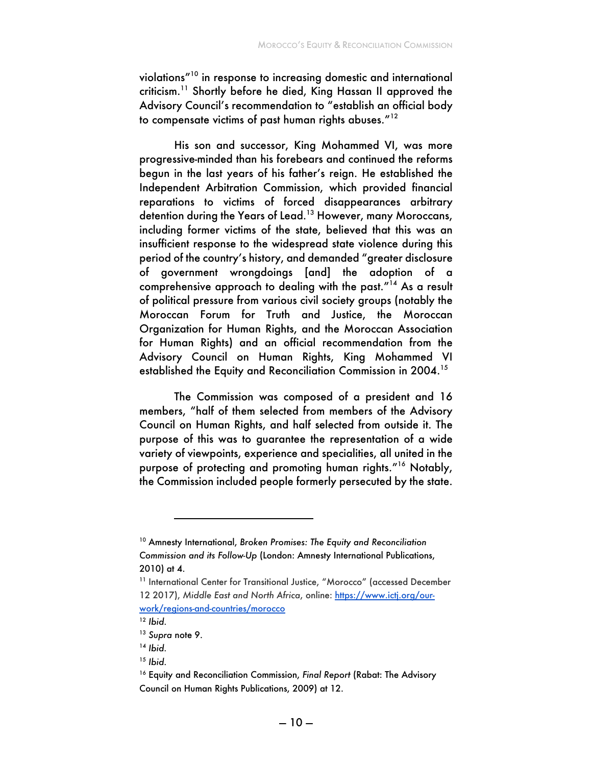violations"[10] in response to increasing domestic and international criticism.[11] Shortly before he died, King Hassan II approved the Advisory Council's recommendation to "establish an official body to compensate victims of past human rights abuses."[12]

His son and successor, King Mohammed VI, was more progressive-minded than his forebears and continued the reforms begun in the last years of his father's reign. He established the Independent Arbitration Commission, which provided financial reparations to victims of forced disappearances arbitrary detention during the Years of Lead.[13] However, many Moroccans, including former victims of the state, believed that this was an insufficient response to the widespread state violence during this period of the country's history, and demanded "greater disclosure of government wrongdoings [and] the adoption of a comprehensive approach to dealing with the past."[14] As a result of political pressure from various civil society groups (notably the Moroccan Forum for Truth and Justice, the Moroccan Organization for Human Rights, and the Moroccan Association for Human Rights) and an official recommendation from the Advisory Council on Human Rights, King Mohammed VI established the Equity and Reconciliation Commission in 2004.[15]

The Commission was composed of a president and 16 members, "half of them selected from members of the Advisory Council on Human Rights, and half selected from outside it. The purpose of this was to guarantee the representation of a wide variety of viewpoints, experience and specialities, all united in the purpose of protecting and promoting human rights."[16] Notably, the Commission included people formerly persecuted by the state.

---

[10] Amnesty International, *Broken Promises: The Equity and Reconciliation Commission and its Follow-Up* (London: Amnesty International Publications, 2010) at 4.

[11] International Center for Transitional Justice, "Morocco" (accessed December 12 2017), *Middle East and North Africa*, online: https://www.ictj.org/our-work/regions-and-countries/morocco

[12] *Ibid*.

[13] *Supra* note 9.

[14] *Ibid*.

[15] *Ibid*.

[16] Equity and Reconciliation Commission, *Final Report* (Rabat: The Advisory Council on Human Rights Publications, 2009) at 12.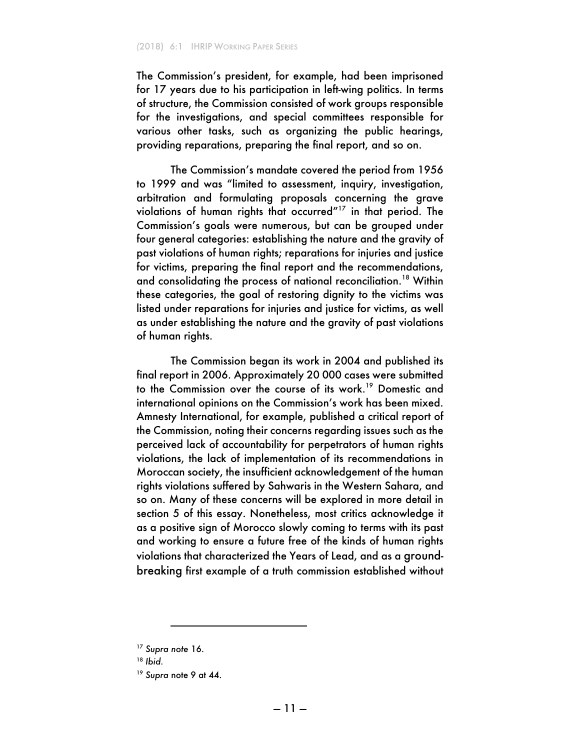The Commission's president, for example, had been imprisoned for 17 years due to his participation in left-wing politics. In terms of structure, the Commission consisted of work groups responsible for the investigations, and special committees responsible for various other tasks, such as organizing the public hearings, providing reparations, preparing the final report, and so on.

The Commission's mandate covered the period from 1956 to 1999 and was "limited to assessment, inquiry, investigation, arbitration and formulating proposals concerning the grave violations of human rights that occurred"[17] in that period. The Commission's goals were numerous, but can be grouped under four general categories: establishing the nature and the gravity of past violations of human rights; reparations for injuries and justice for victims, preparing the final report and the recommendations, and consolidating the process of national reconciliation.[18] Within these categories, the goal of restoring dignity to the victims was listed under reparations for injuries and justice for victims, as well as under establishing the nature and the gravity of past violations of human rights.

The Commission began its work in 2004 and published its final report in 2006. Approximately 20 000 cases were submitted to the Commission over the course of its work.[19] Domestic and international opinions on the Commission's work has been mixed. Amnesty International, for example, published a critical report of the Commission, noting their concerns regarding issues such as the perceived lack of accountability for perpetrators of human rights violations, the lack of implementation of its recommendations in Moroccan society, the insufficient acknowledgement of the human rights violations suffered by Sahwaris in the Western Sahara, and so on. Many of these concerns will be explored in more detail in section 5 of this essay. Nonetheless, most critics acknowledge it as a positive sign of Morocco slowly coming to terms with its past and working to ensure a future free of the kinds of human rights violations that characterized the Years of Lead, and as a ground-breaking first example of a truth commission established without

---

[17] *Supra note* 16.

[18] *Ibid*.

[19] *Supra* note 9 at 44.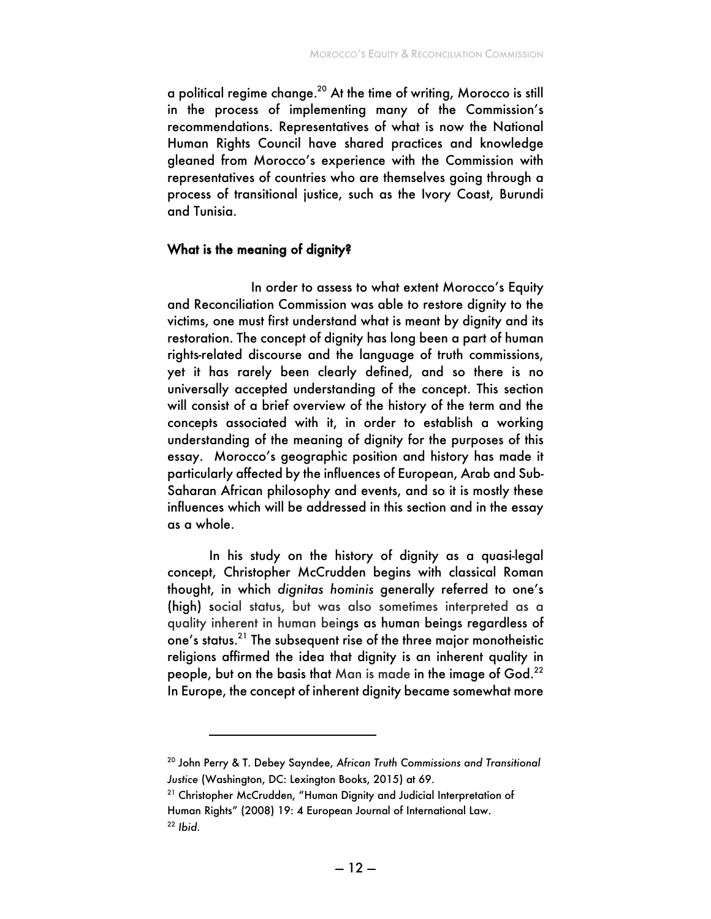a political regime change.[20] At the time of writing, Morocco is still in the process of implementing many of the Commission's recommendations. Representatives of what is now the National Human Rights Council have shared practices and knowledge gleaned from Morocco's experience with the Commission with representatives of countries who are themselves going through a process of transitional justice, such as the Ivory Coast, Burundi and Tunisia.

## What is the meaning of dignity?

In order to assess to what extent Morocco's Equity and Reconciliation Commission was able to restore dignity to the victims, one must first understand what is meant by dignity and its restoration. The concept of dignity has long been a part of human rights-related discourse and the language of truth commissions, yet it has rarely been clearly defined, and so there is no universally accepted understanding of the concept. This section will consist of a brief overview of the history of the term and the concepts associated with it, in order to establish a working understanding of the meaning of dignity for the purposes of this essay. Morocco's geographic position and history has made it particularly affected by the influences of European, Arab and Sub-Saharan African philosophy and events, and so it is mostly these influences which will be addressed in this section and in the essay as a whole.

In his study on the history of dignity as a quasi-legal concept, Christopher McCrudden begins with classical Roman thought, in which *dignitas hominis* generally referred to one's (high) social status, but was also sometimes interpreted as a quality inherent in human beings as human beings regardless of one's status.[21] The subsequent rise of the three major monotheistic religions affirmed the idea that dignity is an inherent quality in people, but on the basis that Man is made in the image of God.[22] In Europe, the concept of inherent dignity became somewhat more

---

[20] John Perry & T. Debey Sayndee, *African Truth Commissions and Transitional Justice* (Washington, DC: Lexington Books, 2015) at 69.

[21] Christopher McCrudden, "Human Dignity and Judicial Interpretation of Human Rights" (2008) 19: 4 European Journal of International Law.

[22] *Ibid.*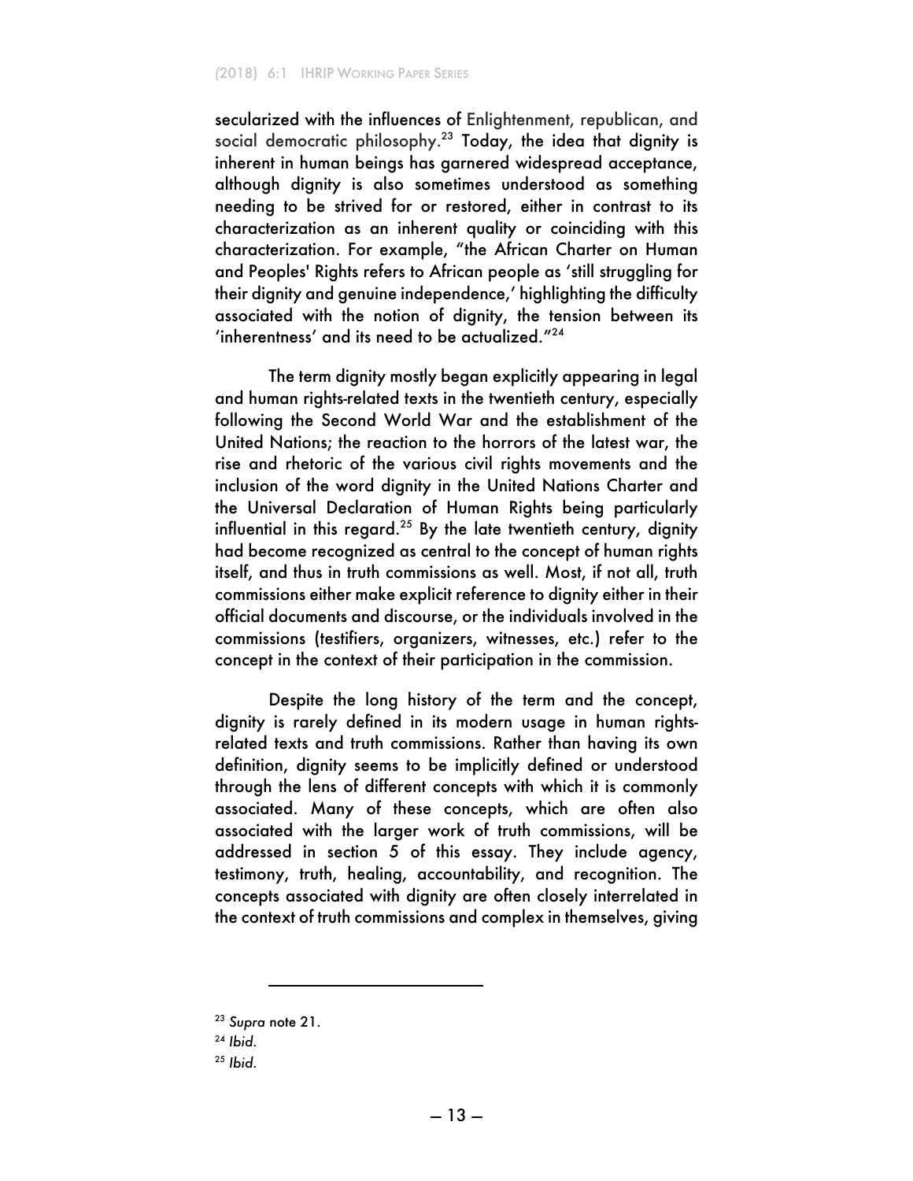secularized with the influences of Enlightenment, republican, and social democratic philosophy.[23] Today, the idea that dignity is inherent in human beings has garnered widespread acceptance, although dignity is also sometimes understood as something needing to be strived for or restored, either in contrast to its characterization as an inherent quality or coinciding with this characterization. For example, "the African Charter on Human and Peoples' Rights refers to African people as 'still struggling for their dignity and genuine independence,' highlighting the difficulty associated with the notion of dignity, the tension between its 'inherentness' and its need to be actualized."[24]

The term dignity mostly began explicitly appearing in legal and human rights-related texts in the twentieth century, especially following the Second World War and the establishment of the United Nations; the reaction to the horrors of the latest war, the rise and rhetoric of the various civil rights movements and the inclusion of the word dignity in the United Nations Charter and the Universal Declaration of Human Rights being particularly influential in this regard.[25] By the late twentieth century, dignity had become recognized as central to the concept of human rights itself, and thus in truth commissions as well. Most, if not all, truth commissions either make explicit reference to dignity either in their official documents and discourse, or the individuals involved in the commissions (testifiers, organizers, witnesses, etc.) refer to the concept in the context of their participation in the commission.

Despite the long history of the term and the concept, dignity is rarely defined in its modern usage in human rights-related texts and truth commissions. Rather than having its own definition, dignity seems to be implicitly defined or understood through the lens of different concepts with which it is commonly associated. Many of these concepts, which are often also associated with the larger work of truth commissions, will be addressed in section 5 of this essay. They include agency, testimony, truth, healing, accountability, and recognition. The concepts associated with dignity are often closely interrelated in the context of truth commissions and complex in themselves, giving

---

[23] *Supra* note 21.

[24] *Ibid.*

[25] *Ibid.*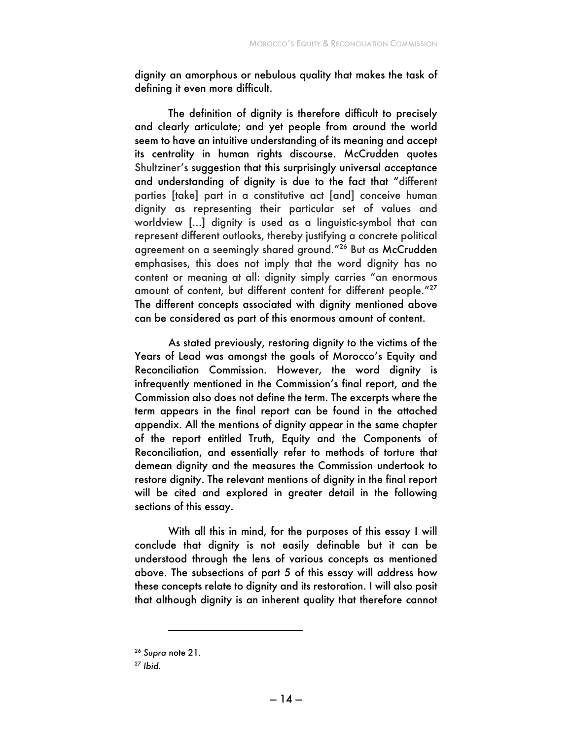dignity an amorphous or nebulous quality that makes the task of defining it even more difficult.

The definition of dignity is therefore difficult to precisely and clearly articulate; and yet people from around the world seem to have an intuitive understanding of its meaning and accept its centrality in human rights discourse. McCrudden quotes Shultziner's suggestion that this surprisingly universal acceptance and understanding of dignity is due to the fact that "different parties [take] part in a constitutive act [and] conceive human dignity as representing their particular set of values and worldview […] dignity is used as a linguistic-symbol that can represent different outlooks, thereby justifying a concrete political agreement on a seemingly shared ground."[26] But as McCrudden emphasises, this does not imply that the word dignity has no content or meaning at all: dignity simply carries "an enormous amount of content, but different content for different people."[27] The different concepts associated with dignity mentioned above can be considered as part of this enormous amount of content.

As stated previously, restoring dignity to the victims of the Years of Lead was amongst the goals of Morocco's Equity and Reconciliation Commission. However, the word dignity is infrequently mentioned in the Commission's final report, and the Commission also does not define the term. The excerpts where the term appears in the final report can be found in the attached appendix. All the mentions of dignity appear in the same chapter of the report entitled Truth, Equity and the Components of Reconciliation, and essentially refer to methods of torture that demean dignity and the measures the Commission undertook to restore dignity. The relevant mentions of dignity in the final report will be cited and explored in greater detail in the following sections of this essay.

With all this in mind, for the purposes of this essay I will conclude that dignity is not easily definable but it can be understood through the lens of various concepts as mentioned above. The subsections of part 5 of this essay will address how these concepts relate to dignity and its restoration. I will also posit that although dignity is an inherent quality that therefore cannot

---

[26] *Supra* note 21.

[27] *Ibid.*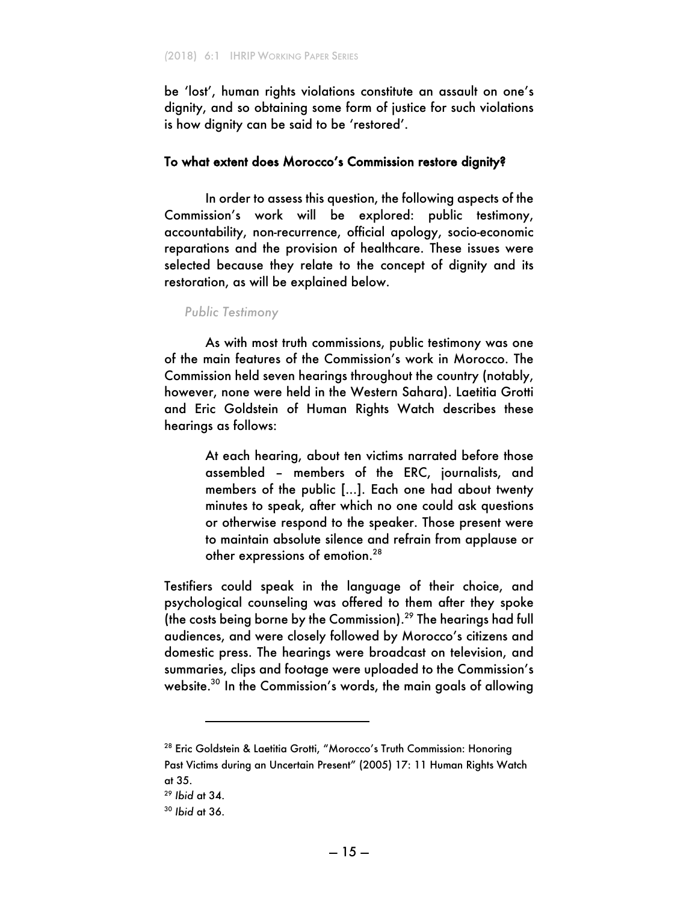be 'lost', human rights violations constitute an assault on one's dignity, and so obtaining some form of justice for such violations is how dignity can be said to be 'restored'.

## To what extent does Morocco's Commission restore dignity?

In order to assess this question, the following aspects of the Commission's work will be explored: public testimony, accountability, non-recurrence, official apology, socio-economic reparations and the provision of healthcare. These issues were selected because they relate to the concept of dignity and its restoration, as will be explained below.

### *Public Testimony*

As with most truth commissions, public testimony was one of the main features of the Commission's work in Morocco. The Commission held seven hearings throughout the country (notably, however, none were held in the Western Sahara). Laetitia Grotti and Eric Goldstein of Human Rights Watch describes these hearings as follows:

> At each hearing, about ten victims narrated before those assembled – members of the ERC, journalists, and members of the public […]. Each one had about twenty minutes to speak, after which no one could ask questions or otherwise respond to the speaker. Those present were to maintain absolute silence and refrain from applause or other expressions of emotion.[28]

Testifiers could speak in the language of their choice, and psychological counseling was offered to them after they spoke (the costs being borne by the Commission).[29] The hearings had full audiences, and were closely followed by Morocco's citizens and domestic press. The hearings were broadcast on television, and summaries, clips and footage were uploaded to the Commission's website.[30] In the Commission's words, the main goals of allowing

---

[28] Eric Goldstein & Laetitia Grotti, "Morocco's Truth Commission: Honoring Past Victims during an Uncertain Present" (2005) 17: 11 Human Rights Watch at 35.

[29] *Ibid* at 34.

[30] *Ibid* at 36.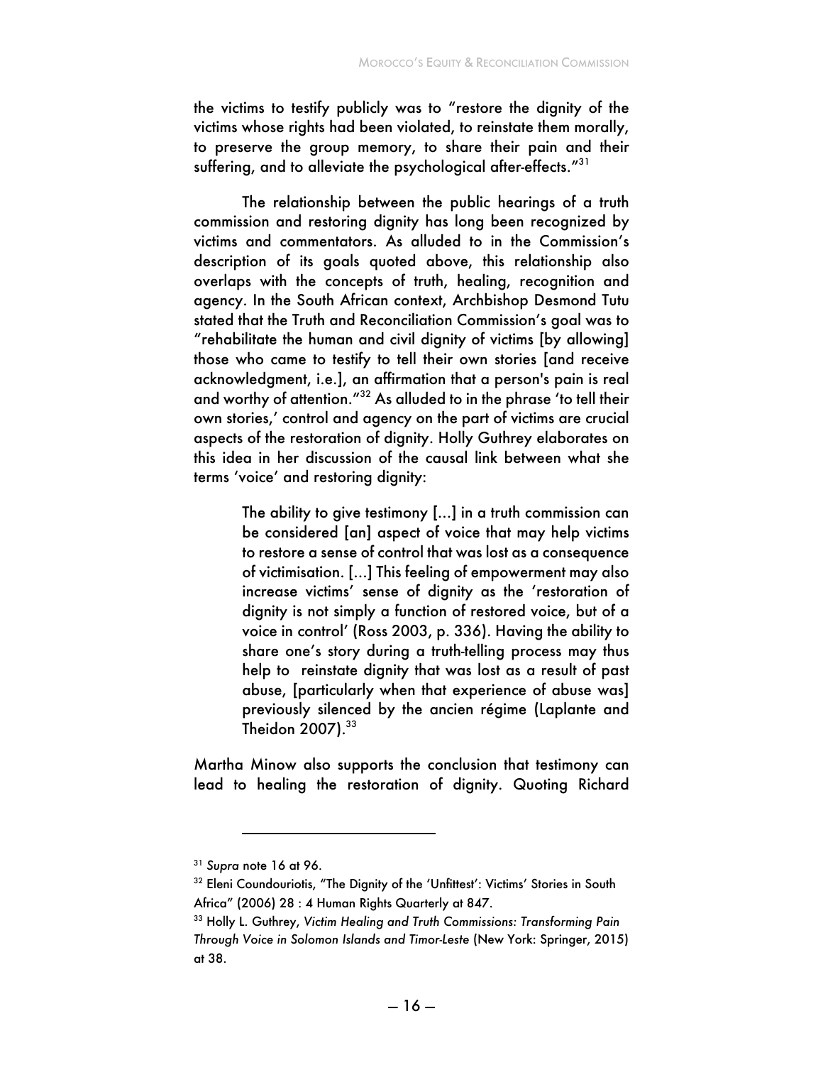the victims to testify publicly was to "restore the dignity of the victims whose rights had been violated, to reinstate them morally, to preserve the group memory, to share their pain and their suffering, and to alleviate the psychological after-effects."[31]

The relationship between the public hearings of a truth commission and restoring dignity has long been recognized by victims and commentators. As alluded to in the Commission's description of its goals quoted above, this relationship also overlaps with the concepts of truth, healing, recognition and agency. In the South African context, Archbishop Desmond Tutu stated that the Truth and Reconciliation Commission's goal was to "rehabilitate the human and civil dignity of victims [by allowing] those who came to testify to tell their own stories [and receive acknowledgment, i.e.], an affirmation that a person's pain is real and worthy of attention."[32] As alluded to in the phrase 'to tell their own stories,' control and agency on the part of victims are crucial aspects of the restoration of dignity. Holly Guthrey elaborates on this idea in her discussion of the causal link between what she terms 'voice' and restoring dignity:

> The ability to give testimony [...] in a truth commission can be considered [an] aspect of voice that may help victims to restore a sense of control that was lost as a consequence of victimisation. [...] This feeling of empowerment may also increase victims' sense of dignity as the 'restoration of dignity is not simply a function of restored voice, but of a voice in control' (Ross 2003, p. 336). Having the ability to share one's story during a truth-telling process may thus help to reinstate dignity that was lost as a result of past abuse, [particularly when that experience of abuse was] previously silenced by the ancien régime (Laplante and Theidon 2007).[33]

Martha Minow also supports the conclusion that testimony can lead to healing the restoration of dignity. Quoting Richard

---

[31] *Supra* note 16 at 96.

[32] Eleni Coundouriotis, "The Dignity of the 'Unfittest': Victims' Stories in South Africa" (2006) 28 : 4 Human Rights Quarterly at 847.

[33] Holly L. Guthrey, *Victim Healing and Truth Commissions: Transforming Pain Through Voice in Solomon Islands and Timor-Leste* (New York: Springer, 2015) at 38.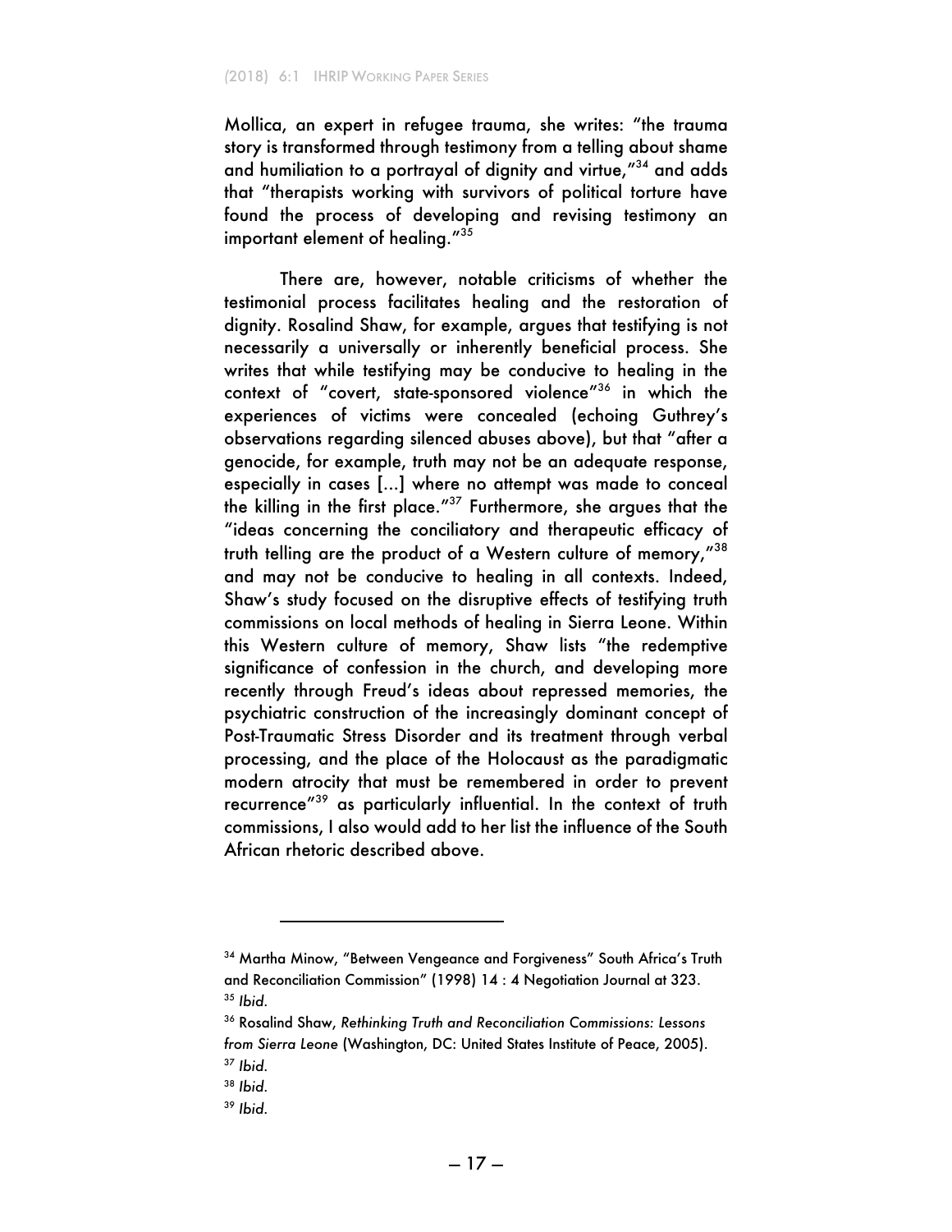Mollica, an expert in refugee trauma, she writes: "the trauma story is transformed through testimony from a telling about shame and humiliation to a portrayal of dignity and virtue,"[34] and adds that "therapists working with survivors of political torture have found the process of developing and revising testimony an important element of healing."[35]

There are, however, notable criticisms of whether the testimonial process facilitates healing and the restoration of dignity. Rosalind Shaw, for example, argues that testifying is not necessarily a universally or inherently beneficial process. She writes that while testifying may be conducive to healing in the context of "covert, state-sponsored violence"[36] in which the experiences of victims were concealed (echoing Guthrey's observations regarding silenced abuses above), but that "after a genocide, for example, truth may not be an adequate response, especially in cases [...] where no attempt was made to conceal the killing in the first place."[37] Furthermore, she argues that the "ideas concerning the conciliatory and therapeutic efficacy of truth telling are the product of a Western culture of memory,"[38] and may not be conducive to healing in all contexts. Indeed, Shaw's study focused on the disruptive effects of testifying truth commissions on local methods of healing in Sierra Leone. Within this Western culture of memory, Shaw lists "the redemptive significance of confession in the church, and developing more recently through Freud's ideas about repressed memories, the psychiatric construction of the increasingly dominant concept of Post-Traumatic Stress Disorder and its treatment through verbal processing, and the place of the Holocaust as the paradigmatic modern atrocity that must be remembered in order to prevent recurrence"[39] as particularly influential. In the context of truth commissions, I also would add to her list the influence of the South African rhetoric described above.

---

[34] Martha Minow, "Between Vengeance and Forgiveness" South Africa's Truth and Reconciliation Commission" (1998) 14 : 4 Negotiation Journal at 323.

[35] *Ibid*.

[36] Rosalind Shaw, *Rethinking Truth and Reconciliation Commissions: Lessons from Sierra Leone* (Washington, DC: United States Institute of Peace, 2005).

[37] *Ibid*.

[38] *Ibid*.

[39] *Ibid*.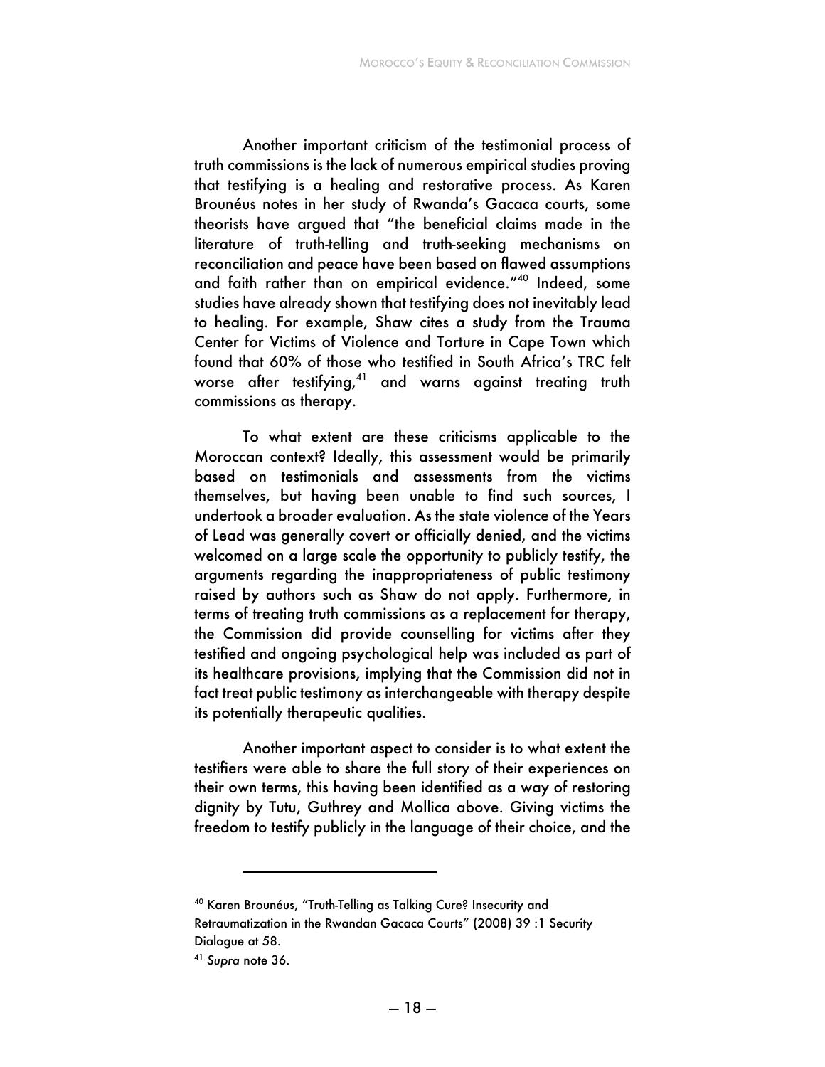Another important criticism of the testimonial process of truth commissions is the lack of numerous empirical studies proving that testifying is a healing and restorative process. As Karen Brounéus notes in her study of Rwanda's Gacaca courts, some theorists have argued that "the beneficial claims made in the literature of truth-telling and truth-seeking mechanisms on reconciliation and peace have been based on flawed assumptions and faith rather than on empirical evidence."[40] Indeed, some studies have already shown that testifying does not inevitably lead to healing. For example, Shaw cites a study from the Trauma Center for Victims of Violence and Torture in Cape Town which found that 60% of those who testified in South Africa's TRC felt worse after testifying,[41] and warns against treating truth commissions as therapy.

To what extent are these criticisms applicable to the Moroccan context? Ideally, this assessment would be primarily based on testimonials and assessments from the victims themselves, but having been unable to find such sources, I undertook a broader evaluation. As the state violence of the Years of Lead was generally covert or officially denied, and the victims welcomed on a large scale the opportunity to publicly testify, the arguments regarding the inappropriateness of public testimony raised by authors such as Shaw do not apply. Furthermore, in terms of treating truth commissions as a replacement for therapy, the Commission did provide counselling for victims after they testified and ongoing psychological help was included as part of its healthcare provisions, implying that the Commission did not in fact treat public testimony as interchangeable with therapy despite its potentially therapeutic qualities.

Another important aspect to consider is to what extent the testifiers were able to share the full story of their experiences on their own terms, this having been identified as a way of restoring dignity by Tutu, Guthrey and Mollica above. Giving victims the freedom to testify publicly in the language of their choice, and the

---

[40] Karen Brounéus, "Truth-Telling as Talking Cure? Insecurity and Retraumatization in the Rwandan Gacaca Courts" (2008) 39 :1 Security Dialogue at 58.

[41] *Supra* note 36.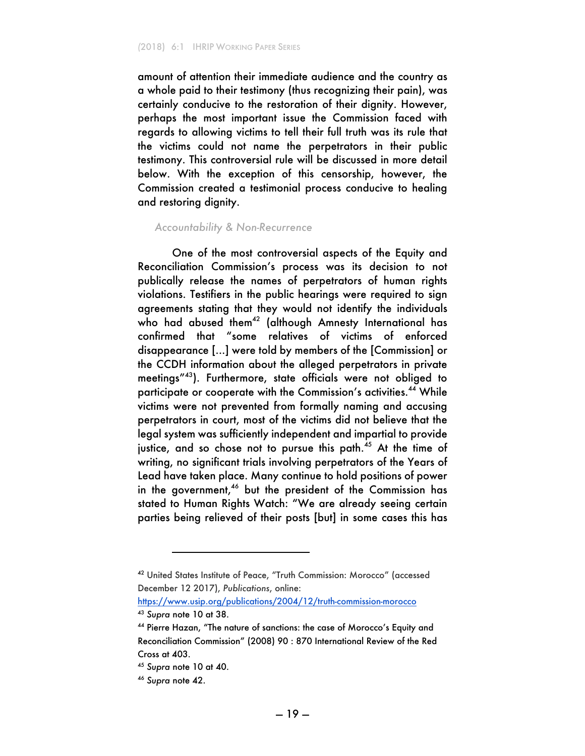amount of attention their immediate audience and the country as a whole paid to their testimony (thus recognizing their pain), was certainly conducive to the restoration of their dignity. However, perhaps the most important issue the Commission faced with regards to allowing victims to tell their full truth was its rule that the victims could not name the perpetrators in their public testimony. This controversial rule will be discussed in more detail below. With the exception of this censorship, however, the Commission created a testimonial process conducive to healing and restoring dignity.

### *Accountability & Non-Recurrence*

One of the most controversial aspects of the Equity and Reconciliation Commission's process was its decision to not publically release the names of perpetrators of human rights violations. Testifiers in the public hearings were required to sign agreements stating that they would not identify the individuals who had abused them[42] (although Amnesty International has confirmed that "some relatives of victims of enforced disappearance [...] were told by members of the [Commission] or the CCDH information about the alleged perpetrators in private meetings"[43]). Furthermore, state officials were not obliged to participate or cooperate with the Commission's activities.[44] While victims were not prevented from formally naming and accusing perpetrators in court, most of the victims did not believe that the legal system was sufficiently independent and impartial to provide justice, and so chose not to pursue this path.[45] At the time of writing, no significant trials involving perpetrators of the Years of Lead have taken place. Many continue to hold positions of power in the government,[46] but the president of the Commission has stated to Human Rights Watch: "We are already seeing certain parties being relieved of their posts [but] in some cases this has

---

[42] United States Institute of Peace, "Truth Commission: Morocco" (accessed December 12 2017), *Publications*, online: https://www.usip.org/publications/2004/12/truth-commission-morocco

[43] *Supra* note 10 at 38.

[44] Pierre Hazan, "The nature of sanctions: the case of Morocco's Equity and Reconciliation Commission" (2008) 90 : 870 International Review of the Red Cross at 403.

[45] *Supra* note 10 at 40.

[46] *Supra* note 42.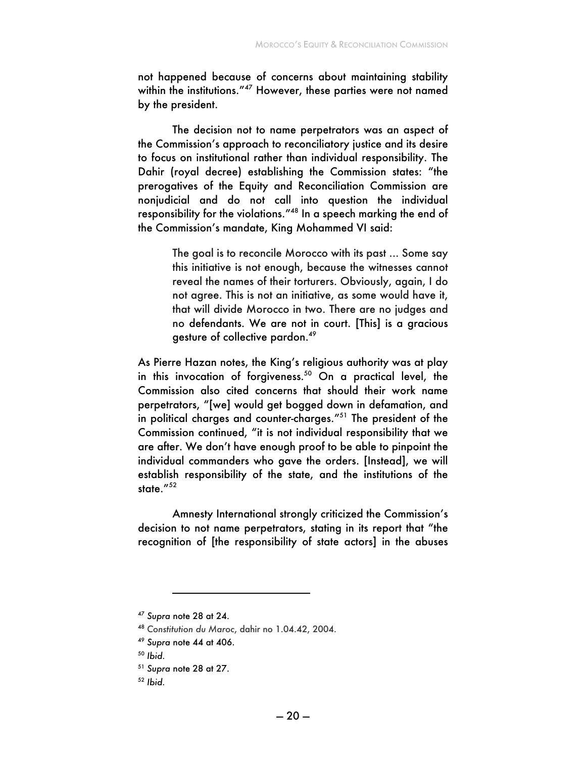not happened because of concerns about maintaining stability within the institutions."[47] However, these parties were not named by the president.

The decision not to name perpetrators was an aspect of the Commission's approach to reconciliatory justice and its desire to focus on institutional rather than individual responsibility. The Dahir (royal decree) establishing the Commission states: "the prerogatives of the Equity and Reconciliation Commission are nonjudicial and do not call into question the individual responsibility for the violations."[48] In a speech marking the end of the Commission's mandate, King Mohammed VI said:

> The goal is to reconcile Morocco with its past ... Some say this initiative is not enough, because the witnesses cannot reveal the names of their torturers. Obviously, again, I do not agree. This is not an initiative, as some would have it, that will divide Morocco in two. There are no judges and no defendants. We are not in court. [This] is a gracious gesture of collective pardon.[49]

As Pierre Hazan notes, the King's religious authority was at play in this invocation of forgiveness.[50] On a practical level, the Commission also cited concerns that should their work name perpetrators, "[we] would get bogged down in defamation, and in political charges and counter-charges."[51] The president of the Commission continued, "it is not individual responsibility that we are after. We don't have enough proof to be able to pinpoint the individual commanders who gave the orders. [Instead], we will establish responsibility of the state, and the institutions of the state."[52]

Amnesty International strongly criticized the Commission's decision to not name perpetrators, stating in its report that "the recognition of [the responsibility of state actors] in the abuses

---

[47] *Supra* note 28 at 24.

[48] *Constitution du Maroc*, dahir no 1.04.42, 2004.

[49] *Supra* note 44 at 406.

[50] *Ibid.*

[51] *Supra* note 28 at 27.

[52] *Ibid.*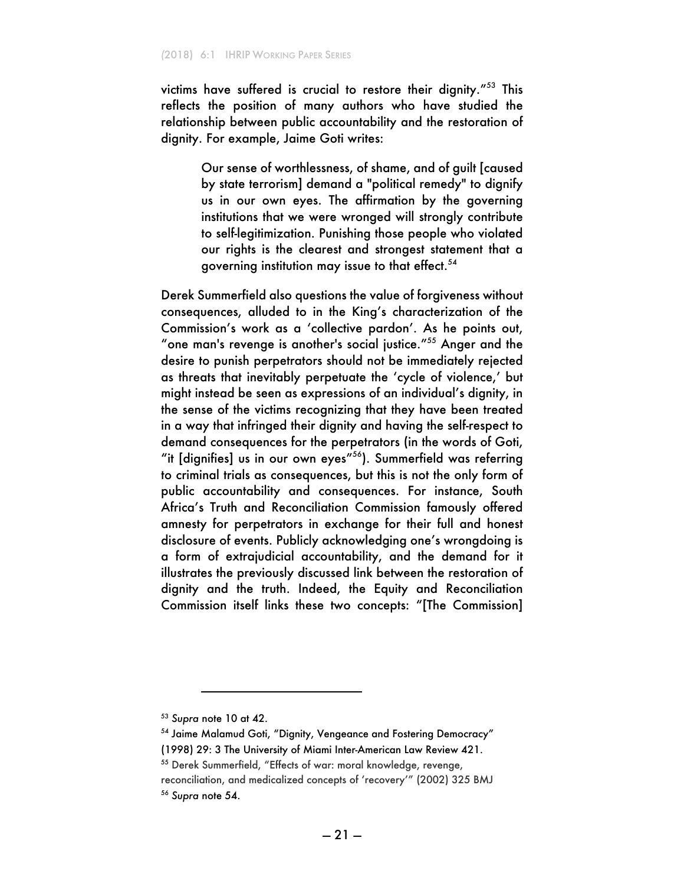victims have suffered is crucial to restore their dignity."[53] This reflects the position of many authors who have studied the relationship between public accountability and the restoration of dignity. For example, Jaime Goti writes:

> Our sense of worthlessness, of shame, and of guilt [caused by state terrorism] demand a "political remedy" to dignify us in our own eyes. The affirmation by the governing institutions that we were wronged will strongly contribute to self-legitimization. Punishing those people who violated our rights is the clearest and strongest statement that a governing institution may issue to that effect.[54]

Derek Summerfield also questions the value of forgiveness without consequences, alluded to in the King's characterization of the Commission's work as a 'collective pardon'. As he points out, "one man's revenge is another's social justice."[55] Anger and the desire to punish perpetrators should not be immediately rejected as threats that inevitably perpetuate the 'cycle of violence,' but might instead be seen as expressions of an individual's dignity, in the sense of the victims recognizing that they have been treated in a way that infringed their dignity and having the self-respect to demand consequences for the perpetrators (in the words of Goti, "it [dignifies] us in our own eyes"[56]). Summerfield was referring to criminal trials as consequences, but this is not the only form of public accountability and consequences. For instance, South Africa's Truth and Reconciliation Commission famously offered amnesty for perpetrators in exchange for their full and honest disclosure of events. Publicly acknowledging one's wrongdoing is a form of extrajudicial accountability, and the demand for it illustrates the previously discussed link between the restoration of dignity and the truth. Indeed, the Equity and Reconciliation Commission itself links these two concepts: "[The Commission]

---

[53] *Supra* note 10 at 42.

[54] Jaime Malamud Goti, "Dignity, Vengeance and Fostering Democracy" (1998) 29: 3 The University of Miami Inter-American Law Review 421.

[55] Derek Summerfield, "Effects of war: moral knowledge, revenge, reconciliation, and medicalized concepts of 'recovery'" (2002) 325 BMJ

[56] *Supra* note 54.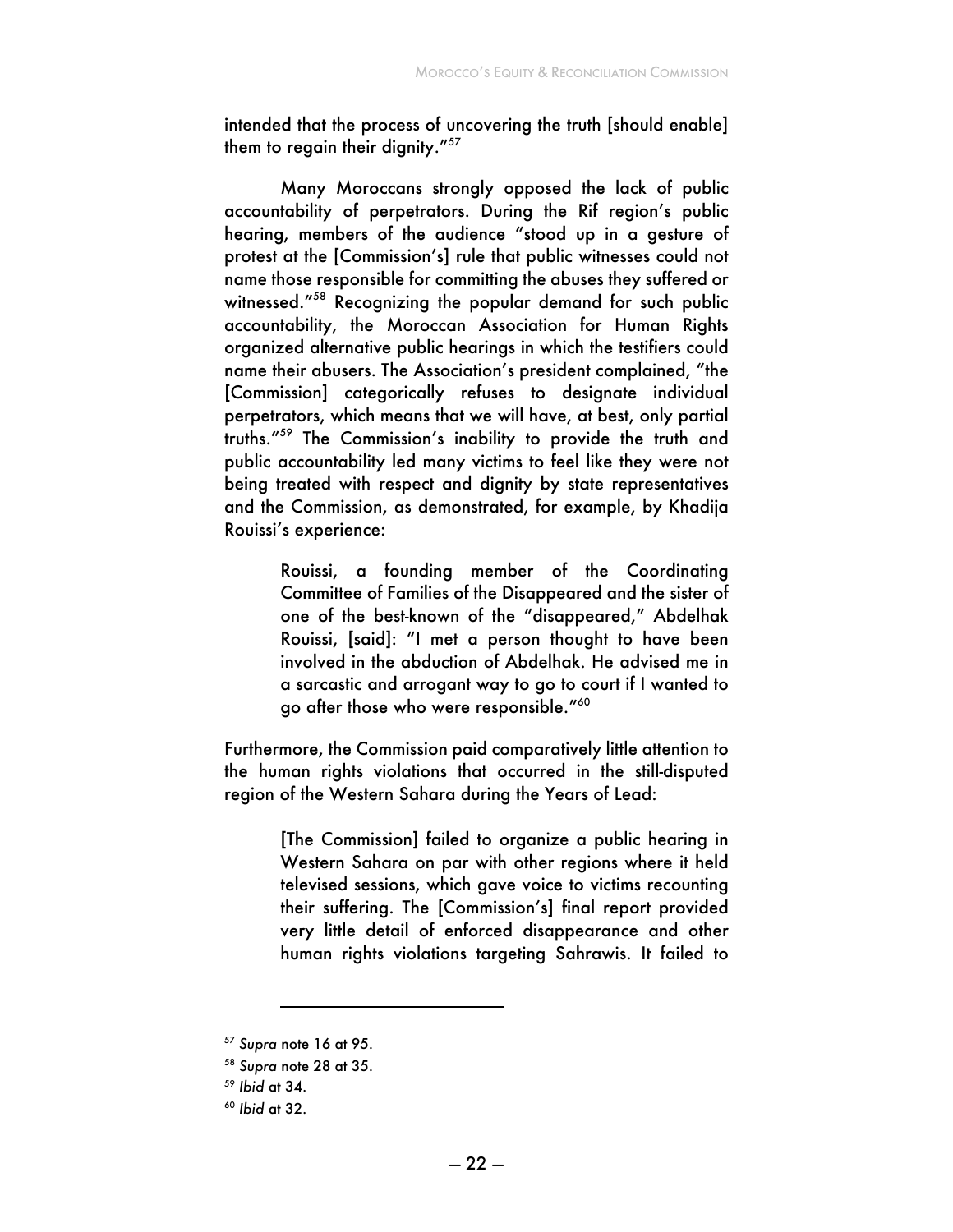intended that the process of uncovering the truth [should enable] them to regain their dignity."[57]

Many Moroccans strongly opposed the lack of public accountability of perpetrators. During the Rif region's public hearing, members of the audience "stood up in a gesture of protest at the [Commission's] rule that public witnesses could not name those responsible for committing the abuses they suffered or witnessed."[58] Recognizing the popular demand for such public accountability, the Moroccan Association for Human Rights organized alternative public hearings in which the testifiers could name their abusers. The Association's president complained, "the [Commission] categorically refuses to designate individual perpetrators, which means that we will have, at best, only partial truths."[59] The Commission's inability to provide the truth and public accountability led many victims to feel like they were not being treated with respect and dignity by state representatives and the Commission, as demonstrated, for example, by Khadija Rouissi's experience:

> Rouissi, a founding member of the Coordinating Committee of Families of the Disappeared and the sister of one of the best-known of the "disappeared," Abdelhak Rouissi, [said]: "I met a person thought to have been involved in the abduction of Abdelhak. He advised me in a sarcastic and arrogant way to go to court if I wanted to go after those who were responsible."[60]

Furthermore, the Commission paid comparatively little attention to the human rights violations that occurred in the still-disputed region of the Western Sahara during the Years of Lead:

> [The Commission] failed to organize a public hearing in Western Sahara on par with other regions where it held televised sessions, which gave voice to victims recounting their suffering. The [Commission's] final report provided very little detail of enforced disappearance and other human rights violations targeting Sahrawis. It failed to

---

[57] *Supra* note 16 at 95.

[58] *Supra* note 28 at 35.

[59] *Ibid* at 34.

[60] *Ibid* at 32.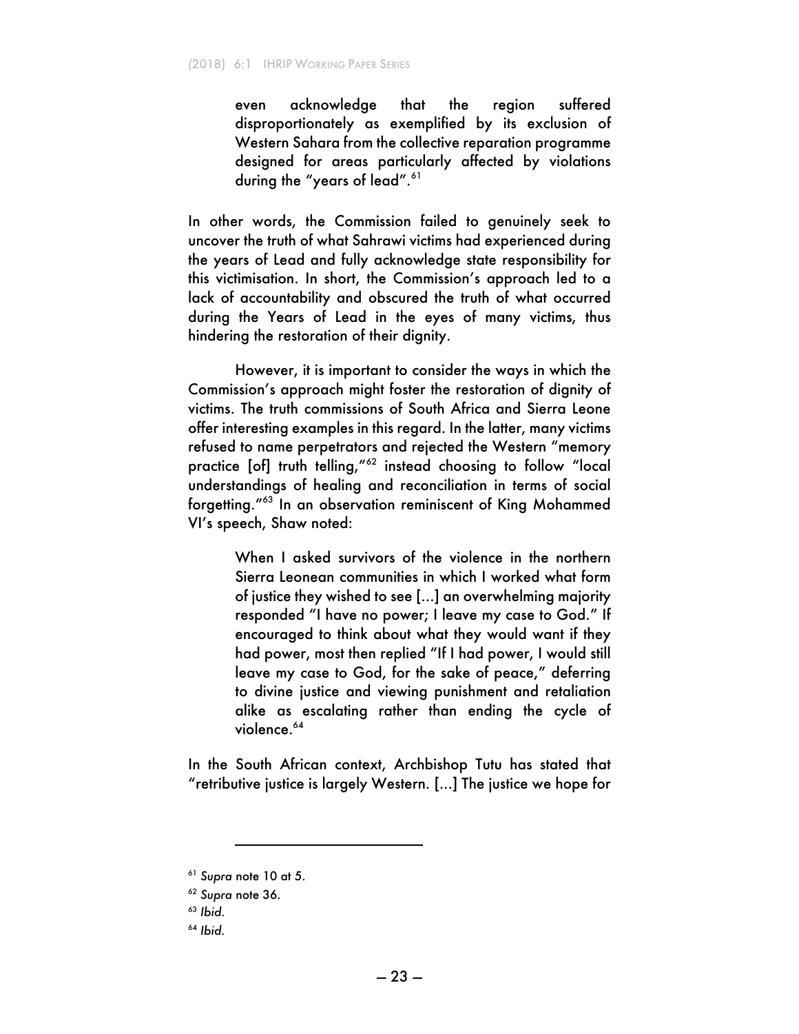> even acknowledge that the region suffered disproportionately as exemplified by its exclusion of Western Sahara from the collective reparation programme designed for areas particularly affected by violations during the "years of lead".[61]

In other words, the Commission failed to genuinely seek to uncover the truth of what Sahrawi victims had experienced during the years of Lead and fully acknowledge state responsibility for this victimisation. In short, the Commission's approach led to a lack of accountability and obscured the truth of what occurred during the Years of Lead in the eyes of many victims, thus hindering the restoration of their dignity.

However, it is important to consider the ways in which the Commission's approach might foster the restoration of dignity of victims. The truth commissions of South Africa and Sierra Leone offer interesting examples in this regard. In the latter, many victims refused to name perpetrators and rejected the Western "memory practice [of] truth telling,"[62] instead choosing to follow "local understandings of healing and reconciliation in terms of social forgetting."[63] In an observation reminiscent of King Mohammed VI's speech, Shaw noted:

> When I asked survivors of the violence in the northern Sierra Leonean communities in which I worked what form of justice they wished to see [...] an overwhelming majority responded "I have no power; I leave my case to God." If encouraged to think about what they would want if they had power, most then replied "If I had power, I would still leave my case to God, for the sake of peace," deferring to divine justice and viewing punishment and retaliation alike as escalating rather than ending the cycle of violence.[64]

In the South African context, Archbishop Tutu has stated that "retributive justice is largely Western. [...] The justice we hope for

---

[61] *Supra* note 10 at 5.

[62] *Supra* note 36.

[63] *Ibid*.

[64] *Ibid*.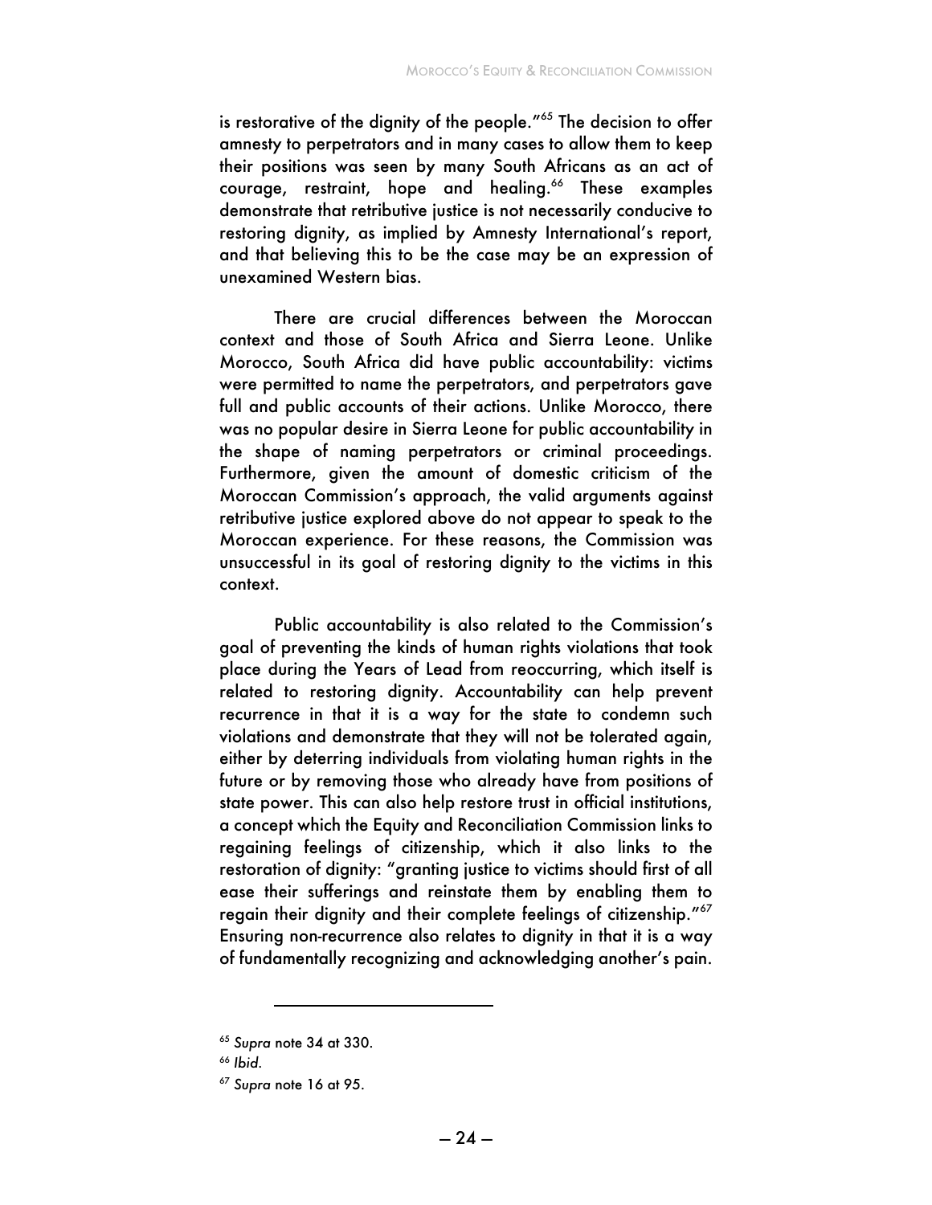is restorative of the dignity of the people."[65] The decision to offer amnesty to perpetrators and in many cases to allow them to keep their positions was seen by many South Africans as an act of courage, restraint, hope and healing.[66] These examples demonstrate that retributive justice is not necessarily conducive to restoring dignity, as implied by Amnesty International's report, and that believing this to be the case may be an expression of unexamined Western bias.

There are crucial differences between the Moroccan context and those of South Africa and Sierra Leone. Unlike Morocco, South Africa did have public accountability: victims were permitted to name the perpetrators, and perpetrators gave full and public accounts of their actions. Unlike Morocco, there was no popular desire in Sierra Leone for public accountability in the shape of naming perpetrators or criminal proceedings. Furthermore, given the amount of domestic criticism of the Moroccan Commission's approach, the valid arguments against retributive justice explored above do not appear to speak to the Moroccan experience. For these reasons, the Commission was unsuccessful in its goal of restoring dignity to the victims in this context.

Public accountability is also related to the Commission's goal of preventing the kinds of human rights violations that took place during the Years of Lead from reoccurring, which itself is related to restoring dignity. Accountability can help prevent recurrence in that it is a way for the state to condemn such violations and demonstrate that they will not be tolerated again, either by deterring individuals from violating human rights in the future or by removing those who already have from positions of state power. This can also help restore trust in official institutions, a concept which the Equity and Reconciliation Commission links to regaining feelings of citizenship, which it also links to the restoration of dignity: "granting justice to victims should first of all ease their sufferings and reinstate them by enabling them to regain their dignity and their complete feelings of citizenship."[67] Ensuring non-recurrence also relates to dignity in that it is a way of fundamentally recognizing and acknowledging another's pain.

---

[65] *Supra* note 34 at 330.

[66] *Ibid*.

[67] *Supra* note 16 at 95.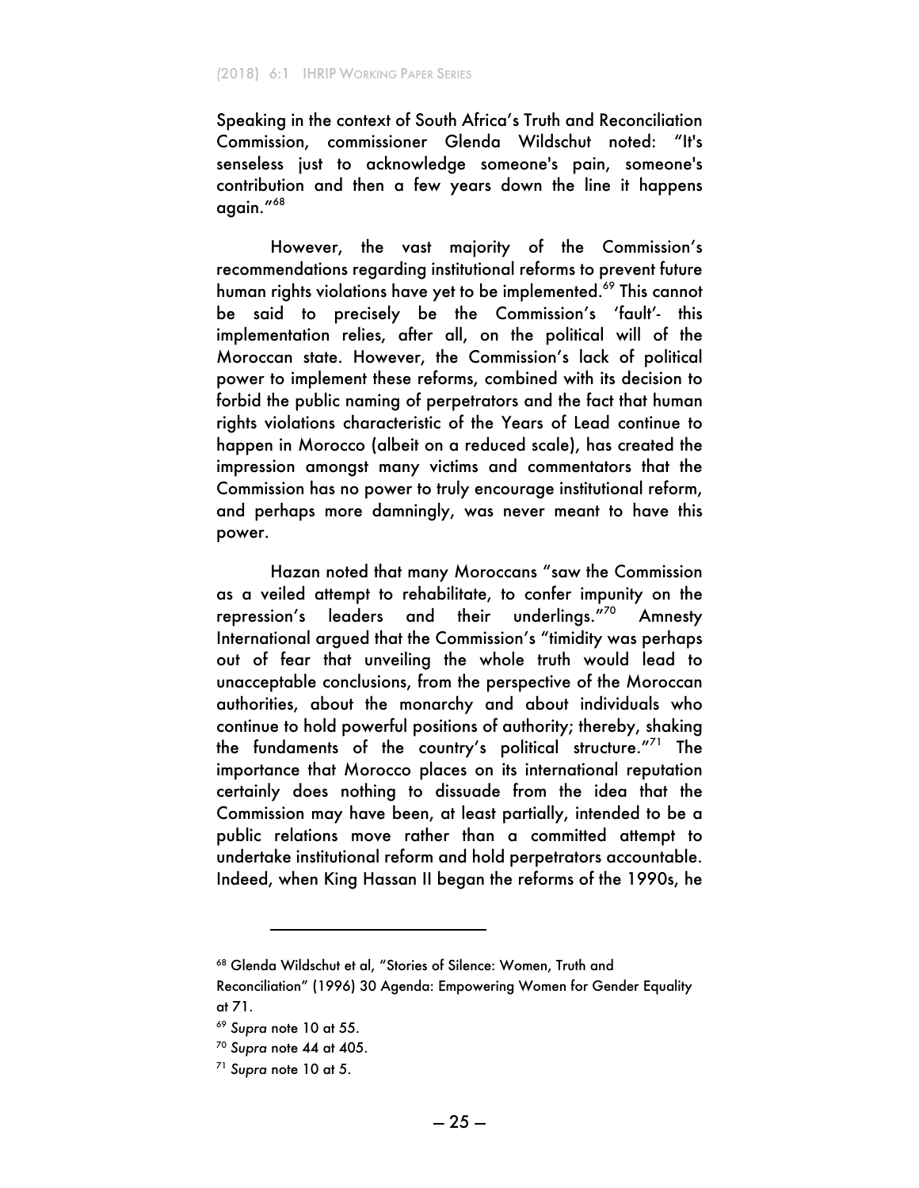Speaking in the context of South Africa's Truth and Reconciliation Commission, commissioner Glenda Wildschut noted: "It's senseless just to acknowledge someone's pain, someone's contribution and then a few years down the line it happens again."[68]

However, the vast majority of the Commission's recommendations regarding institutional reforms to prevent future human rights violations have yet to be implemented.[69] This cannot be said to precisely be the Commission's 'fault'- this implementation relies, after all, on the political will of the Moroccan state. However, the Commission's lack of political power to implement these reforms, combined with its decision to forbid the public naming of perpetrators and the fact that human rights violations characteristic of the Years of Lead continue to happen in Morocco (albeit on a reduced scale), has created the impression amongst many victims and commentators that the Commission has no power to truly encourage institutional reform, and perhaps more damningly, was never meant to have this power.

Hazan noted that many Moroccans "saw the Commission as a veiled attempt to rehabilitate, to confer impunity on the repression's leaders and their underlings."[70] Amnesty International argued that the Commission's "timidity was perhaps out of fear that unveiling the whole truth would lead to unacceptable conclusions, from the perspective of the Moroccan authorities, about the monarchy and about individuals who continue to hold powerful positions of authority; thereby, shaking the fundaments of the country's political structure."[71] The importance that Morocco places on its international reputation certainly does nothing to dissuade from the idea that the Commission may have been, at least partially, intended to be a public relations move rather than a committed attempt to undertake institutional reform and hold perpetrators accountable. Indeed, when King Hassan II began the reforms of the 1990s, he

---

[68] Glenda Wildschut et al, "Stories of Silence: Women, Truth and Reconciliation" (1996) 30 Agenda: Empowering Women for Gender Equality at 71.

[69] *Supra* note 10 at 55.

[70] *Supra* note 44 at 405.

[71] *Supra* note 10 at 5.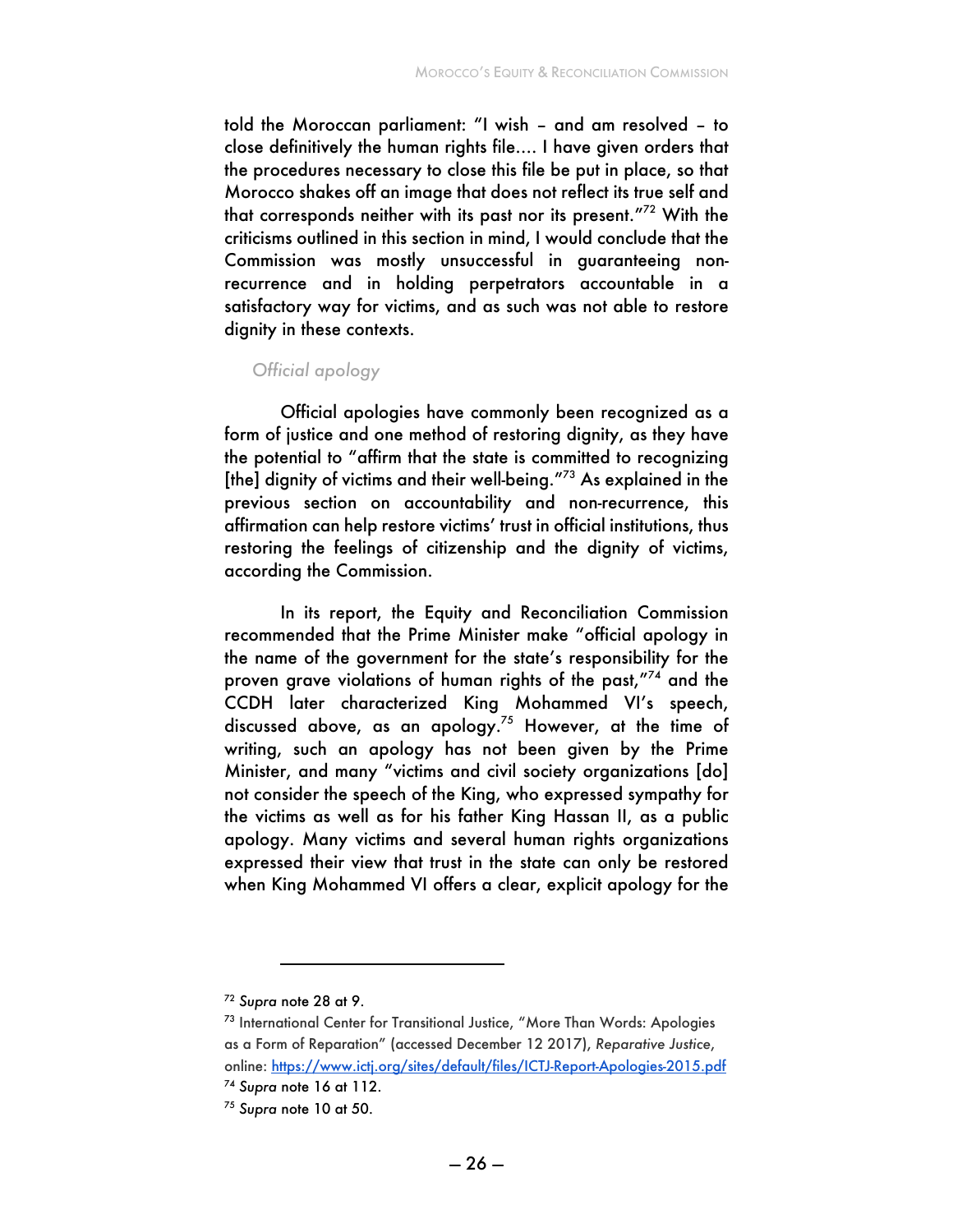told the Moroccan parliament: "I wish – and am resolved – to close definitively the human rights file.... I have given orders that the procedures necessary to close this file be put in place, so that Morocco shakes off an image that does not reflect its true self and that corresponds neither with its past nor its present."[72] With the criticisms outlined in this section in mind, I would conclude that the Commission was mostly unsuccessful in guaranteeing non-recurrence and in holding perpetrators accountable in a satisfactory way for victims, and as such was not able to restore dignity in these contexts.

### *Official apology*

Official apologies have commonly been recognized as a form of justice and one method of restoring dignity, as they have the potential to "affirm that the state is committed to recognizing [the] dignity of victims and their well-being."[73] As explained in the previous section on accountability and non-recurrence, this affirmation can help restore victims' trust in official institutions, thus restoring the feelings of citizenship and the dignity of victims, according the Commission.

In its report, the Equity and Reconciliation Commission recommended that the Prime Minister make "official apology in the name of the government for the state's responsibility for the proven grave violations of human rights of the past,"[74] and the CCDH later characterized King Mohammed VI's speech, discussed above, as an apology.[75] However, at the time of writing, such an apology has not been given by the Prime Minister, and many "victims and civil society organizations [do] not consider the speech of the King, who expressed sympathy for the victims as well as for his father King Hassan II, as a public apology. Many victims and several human rights organizations expressed their view that trust in the state can only be restored when King Mohammed VI offers a clear, explicit apology for the

---

[72] *Supra* note 28 at 9.

[73] International Center for Transitional Justice, "More Than Words: Apologies as a Form of Reparation" (accessed December 12 2017), *Reparative Justice*, online: https://www.ictj.org/sites/default/files/ICTJ-Report-Apologies-2015.pdf

[74] *Supra* note 16 at 112.

[75] *Supra* note 10 at 50.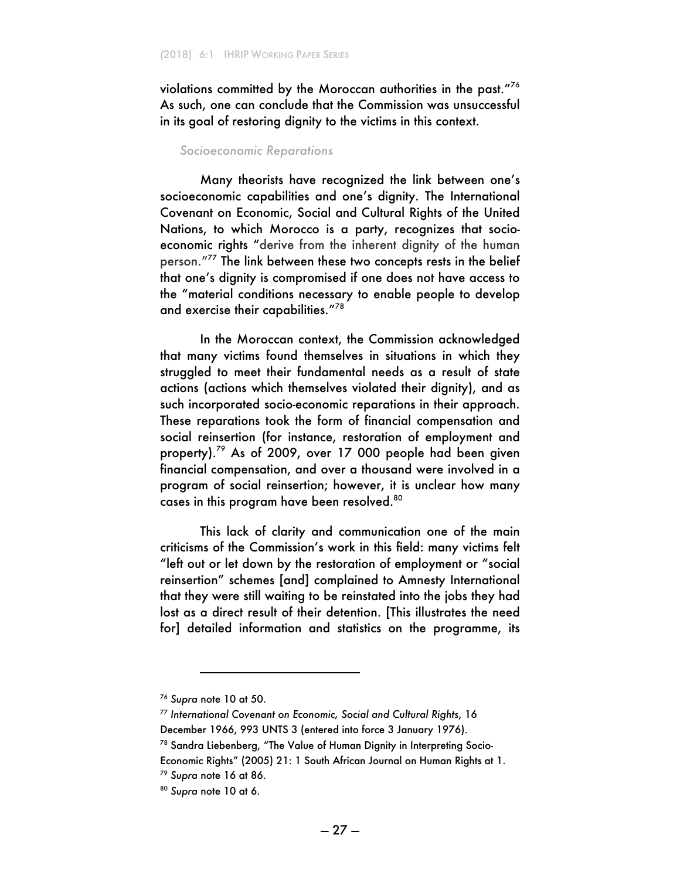violations committed by the Moroccan authorities in the past."[76] As such, one can conclude that the Commission was unsuccessful in its goal of restoring dignity to the victims in this context.

*Socioeconomic Reparations*

Many theorists have recognized the link between one's socioeconomic capabilities and one's dignity. The International Covenant on Economic, Social and Cultural Rights of the United Nations, to which Morocco is a party, recognizes that socio-economic rights "derive from the inherent dignity of the human person."[77] The link between these two concepts rests in the belief that one's dignity is compromised if one does not have access to the "material conditions necessary to enable people to develop and exercise their capabilities."[78]

In the Moroccan context, the Commission acknowledged that many victims found themselves in situations in which they struggled to meet their fundamental needs as a result of state actions (actions which themselves violated their dignity), and as such incorporated socio-economic reparations in their approach. These reparations took the form of financial compensation and social reinsertion (for instance, restoration of employment and property).[79] As of 2009, over 17 000 people had been given financial compensation, and over a thousand were involved in a program of social reinsertion; however, it is unclear how many cases in this program have been resolved.[80]

This lack of clarity and communication one of the main criticisms of the Commission's work in this field: many victims felt "left out or let down by the restoration of employment or "social reinsertion" schemes [and] complained to Amnesty International that they were still waiting to be reinstated into the jobs they had lost as a direct result of their detention. [This illustrates the need for] detailed information and statistics on the programme, its

---

[76] *Supra* note 10 at 50.

[77] *International Covenant on Economic, Social and Cultural Rights*, 16 December 1966, 993 UNTS 3 (entered into force 3 January 1976).

[78] Sandra Liebenberg, "The Value of Human Dignity in Interpreting Socio-Economic Rights" (2005) 21: 1 South African Journal on Human Rights at 1.

[79] *Supra* note 16 at 86.

[80] *Supra* note 10 at 6.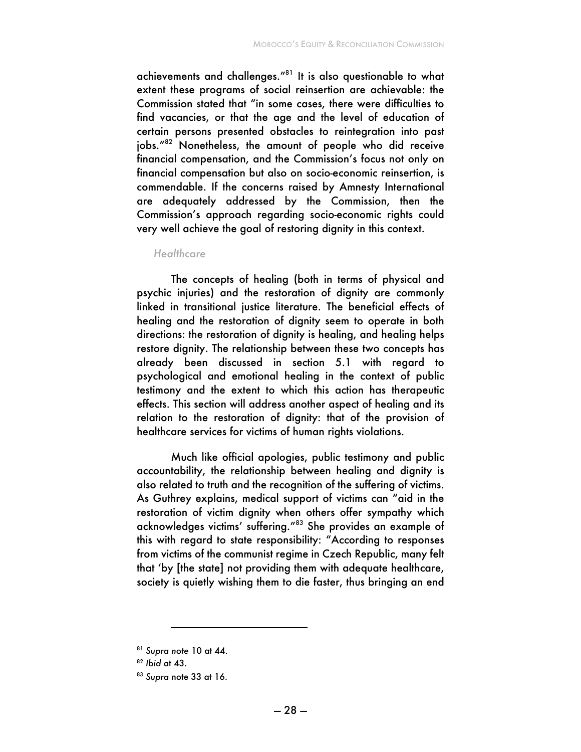achievements and challenges."[81] It is also questionable to what extent these programs of social reinsertion are achievable: the Commission stated that "in some cases, there were difficulties to find vacancies, or that the age and the level of education of certain persons presented obstacles to reintegration into past jobs."[82] Nonetheless, the amount of people who did receive financial compensation, and the Commission's focus not only on financial compensation but also on socio-economic reinsertion, is commendable. If the concerns raised by Amnesty International are adequately addressed by the Commission, then the Commission's approach regarding socio-economic rights could very well achieve the goal of restoring dignity in this context.

*Healthcare*

The concepts of healing (both in terms of physical and psychic injuries) and the restoration of dignity are commonly linked in transitional justice literature. The beneficial effects of healing and the restoration of dignity seem to operate in both directions: the restoration of dignity is healing, and healing helps restore dignity. The relationship between these two concepts has already been discussed in section 5.1 with regard to psychological and emotional healing in the context of public testimony and the extent to which this action has therapeutic effects. This section will address another aspect of healing and its relation to the restoration of dignity: that of the provision of healthcare services for victims of human rights violations.

Much like official apologies, public testimony and public accountability, the relationship between healing and dignity is also related to truth and the recognition of the suffering of victims. As Guthrey explains, medical support of victims can "aid in the restoration of victim dignity when others offer sympathy which acknowledges victims' suffering."[83] She provides an example of this with regard to state responsibility: "According to responses from victims of the communist regime in Czech Republic, many felt that 'by [the state] not providing them with adequate healthcare, society is quietly wishing them to die faster, thus bringing an end

---

[81] *Supra note* 10 at 44.

[82] *Ibid* at 43.

[83] *Supra* note 33 at 16.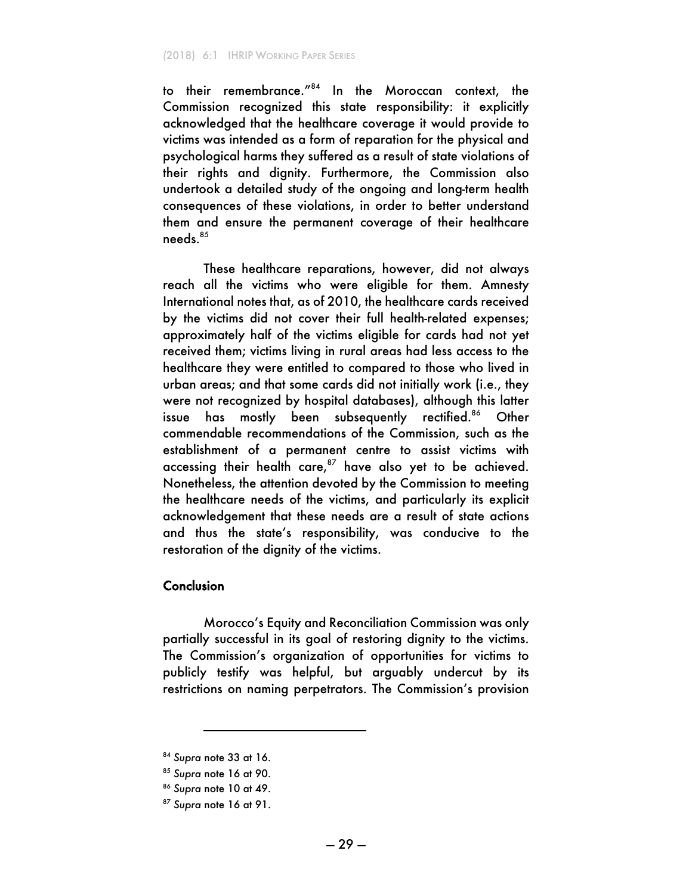to their remembrance."[84] In the Moroccan context, the Commission recognized this state responsibility: it explicitly acknowledged that the healthcare coverage it would provide to victims was intended as a form of reparation for the physical and psychological harms they suffered as a result of state violations of their rights and dignity. Furthermore, the Commission also undertook a detailed study of the ongoing and long-term health consequences of these violations, in order to better understand them and ensure the permanent coverage of their healthcare needs.[85]

These healthcare reparations, however, did not always reach all the victims who were eligible for them. Amnesty International notes that, as of 2010, the healthcare cards received by the victims did not cover their full health-related expenses; approximately half of the victims eligible for cards had not yet received them; victims living in rural areas had less access to the healthcare they were entitled to compared to those who lived in urban areas; and that some cards did not initially work (i.e., they were not recognized by hospital databases), although this latter issue has mostly been subsequently rectified.[86] Other commendable recommendations of the Commission, such as the establishment of a permanent centre to assist victims with accessing their health care,[87] have also yet to be achieved. Nonetheless, the attention devoted by the Commission to meeting the healthcare needs of the victims, and particularly its explicit acknowledgement that these needs are a result of state actions and thus the state's responsibility, was conducive to the restoration of the dignity of the victims.

## Conclusion

Morocco's Equity and Reconciliation Commission was only partially successful in its goal of restoring dignity to the victims. The Commission's organization of opportunities for victims to publicly testify was helpful, but arguably undercut by its restrictions on naming perpetrators. The Commission's provision

---

[84] *Supra* note 33 at 16.

[85] *Supra* note 16 at 90.

[86] *Supra* note 10 at 49.

[87] *Supra* note 16 at 91.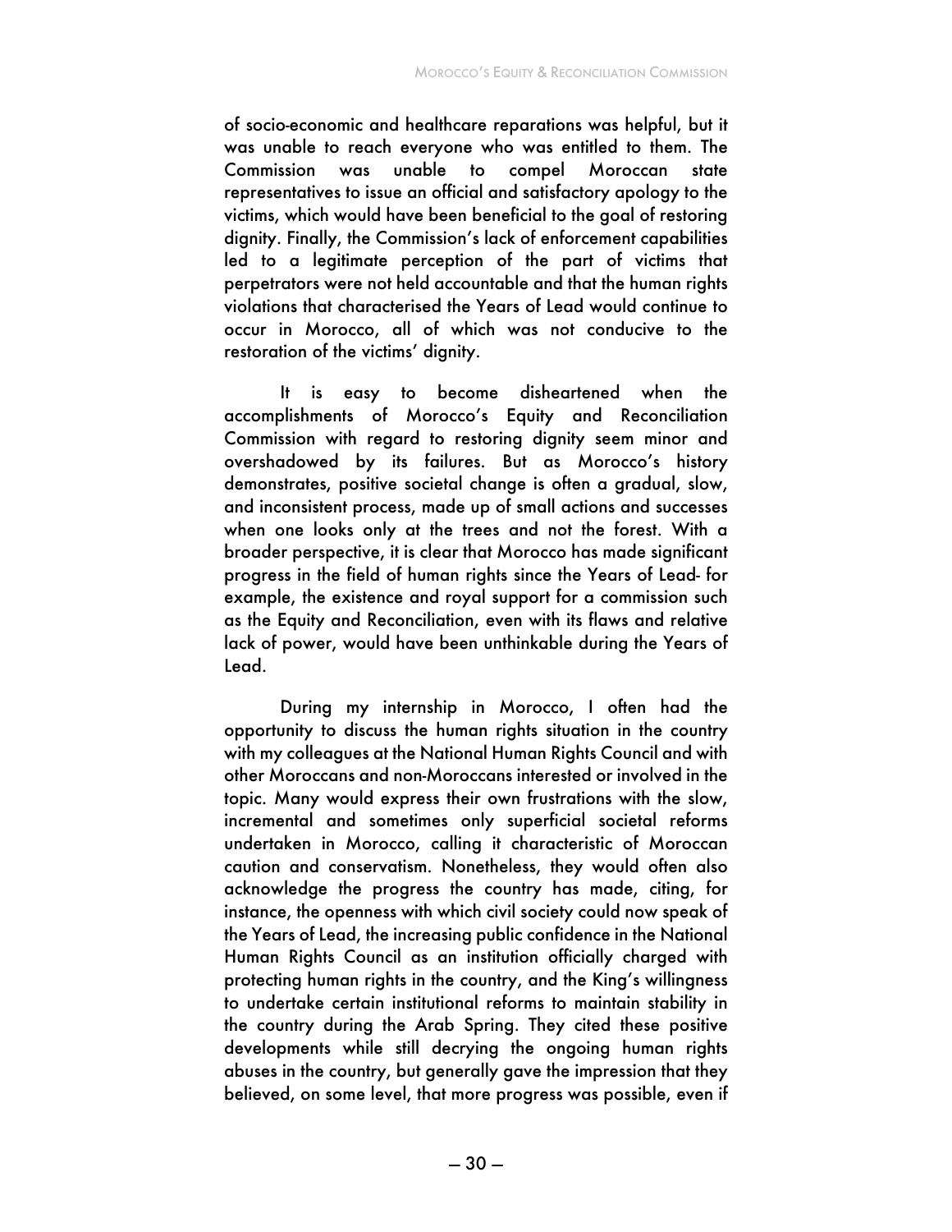of socio-economic and healthcare reparations was helpful, but it was unable to reach everyone who was entitled to them. The Commission was unable to compel Moroccan state representatives to issue an official and satisfactory apology to the victims, which would have been beneficial to the goal of restoring dignity. Finally, the Commission's lack of enforcement capabilities led to a legitimate perception of the part of victims that perpetrators were not held accountable and that the human rights violations that characterised the Years of Lead would continue to occur in Morocco, all of which was not conducive to the restoration of the victims' dignity.

It is easy to become disheartened when the accomplishments of Morocco's Equity and Reconciliation Commission with regard to restoring dignity seem minor and overshadowed by its failures. But as Morocco's history demonstrates, positive societal change is often a gradual, slow, and inconsistent process, made up of small actions and successes when one looks only at the trees and not the forest. With a broader perspective, it is clear that Morocco has made significant progress in the field of human rights since the Years of Lead- for example, the existence and royal support for a commission such as the Equity and Reconciliation, even with its flaws and relative lack of power, would have been unthinkable during the Years of Lead.

During my internship in Morocco, I often had the opportunity to discuss the human rights situation in the country with my colleagues at the National Human Rights Council and with other Moroccans and non-Moroccans interested or involved in the topic. Many would express their own frustrations with the slow, incremental and sometimes only superficial societal reforms undertaken in Morocco, calling it characteristic of Moroccan caution and conservatism. Nonetheless, they would often also acknowledge the progress the country has made, citing, for instance, the openness with which civil society could now speak of the Years of Lead, the increasing public confidence in the National Human Rights Council as an institution officially charged with protecting human rights in the country, and the King's willingness to undertake certain institutional reforms to maintain stability in the country during the Arab Spring. They cited these positive developments while still decrying the ongoing human rights abuses in the country, but generally gave the impression that they believed, on some level, that more progress was possible, even if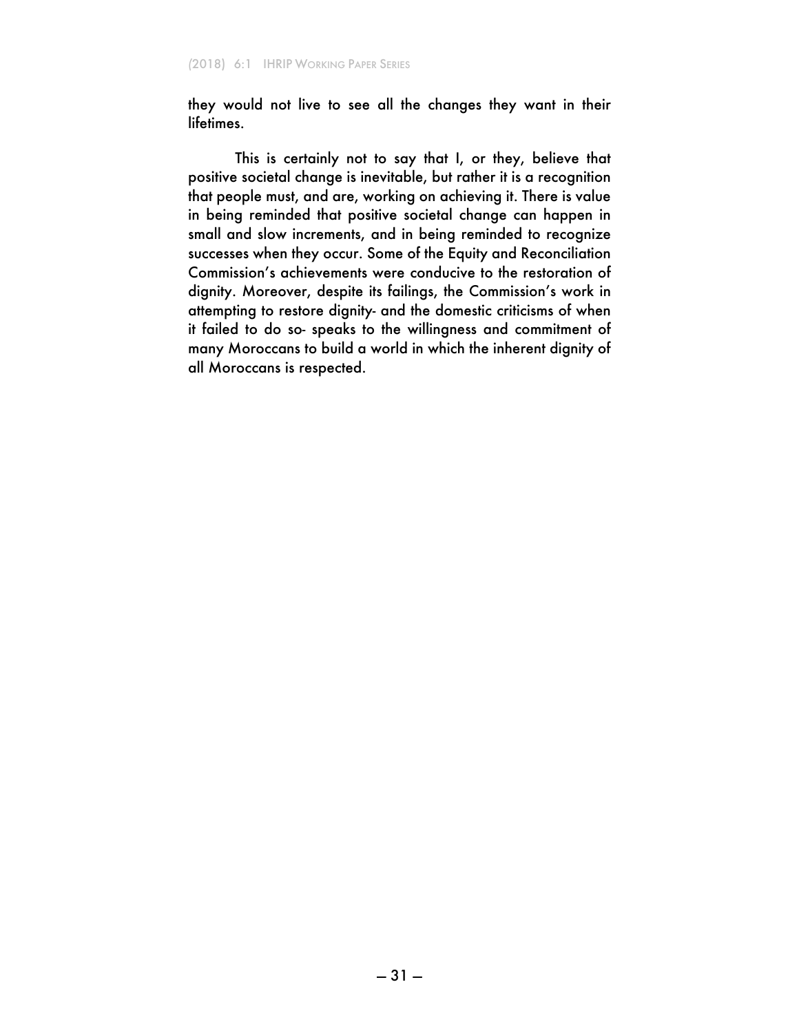they would not live to see all the changes they want in their lifetimes.

This is certainly not to say that I, or they, believe that positive societal change is inevitable, but rather it is a recognition that people must, and are, working on achieving it. There is value in being reminded that positive societal change can happen in small and slow increments, and in being reminded to recognize successes when they occur. Some of the Equity and Reconciliation Commission's achievements were conducive to the restoration of dignity. Moreover, despite its failings, the Commission's work in attempting to restore dignity- and the domestic criticisms of when it failed to do so- speaks to the willingness and commitment of many Moroccans to build a world in which the inherent dignity of all Moroccans is respected.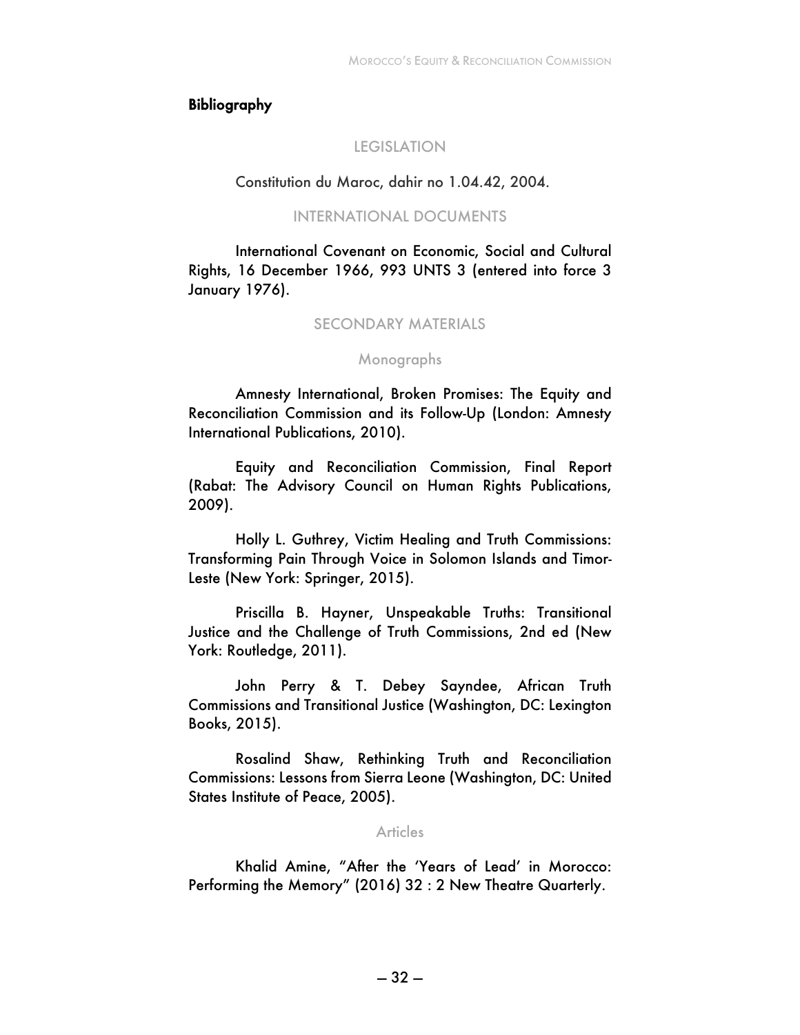## Bibliography

### LEGISLATION

Constitution du Maroc, dahir no 1.04.42, 2004.

### INTERNATIONAL DOCUMENTS

International Covenant on Economic, Social and Cultural Rights, 16 December 1966, 993 UNTS 3 (entered into force 3 January 1976).

### SECONDARY MATERIALS

#### Monographs

Amnesty International, Broken Promises: The Equity and Reconciliation Commission and its Follow-Up (London: Amnesty International Publications, 2010).

Equity and Reconciliation Commission, Final Report (Rabat: The Advisory Council on Human Rights Publications, 2009).

Holly L. Guthrey, Victim Healing and Truth Commissions: Transforming Pain Through Voice in Solomon Islands and Timor-Leste (New York: Springer, 2015).

Priscilla B. Hayner, Unspeakable Truths: Transitional Justice and the Challenge of Truth Commissions, 2nd ed (New York: Routledge, 2011).

John Perry & T. Debey Sayndee, African Truth Commissions and Transitional Justice (Washington, DC: Lexington Books, 2015).

Rosalind Shaw, Rethinking Truth and Reconciliation Commissions: Lessons from Sierra Leone (Washington, DC: United States Institute of Peace, 2005).

#### Articles

Khalid Amine, "After the 'Years of Lead' in Morocco: Performing the Memory" (2016) 32 : 2 New Theatre Quarterly.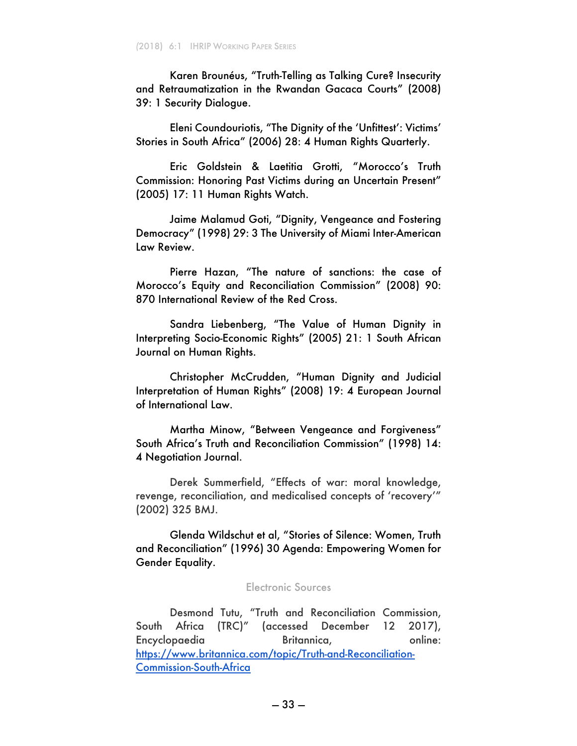Karen Brounéus, "Truth-Telling as Talking Cure? Insecurity and Retraumatization in the Rwandan Gacaca Courts" (2008) 39: 1 Security Dialogue.

Eleni Coundouriotis, "The Dignity of the 'Unfittest': Victims' Stories in South Africa" (2006) 28: 4 Human Rights Quarterly.

Eric Goldstein & Laetitia Grotti, "Morocco's Truth Commission: Honoring Past Victims during an Uncertain Present" (2005) 17: 11 Human Rights Watch.

Jaime Malamud Goti, "Dignity, Vengeance and Fostering Democracy" (1998) 29: 3 The University of Miami Inter-American Law Review.

Pierre Hazan, "The nature of sanctions: the case of Morocco's Equity and Reconciliation Commission" (2008) 90: 870 International Review of the Red Cross.

Sandra Liebenberg, "The Value of Human Dignity in Interpreting Socio-Economic Rights" (2005) 21: 1 South African Journal on Human Rights.

Christopher McCrudden, "Human Dignity and Judicial Interpretation of Human Rights" (2008) 19: 4 European Journal of International Law.

Martha Minow, "Between Vengeance and Forgiveness" South Africa's Truth and Reconciliation Commission" (1998) 14: 4 Negotiation Journal.

Derek Summerfield, "Effects of war: moral knowledge, revenge, reconciliation, and medicalised concepts of 'recovery'" (2002) 325 BMJ.

Glenda Wildschut et al, "Stories of Silence: Women, Truth and Reconciliation" (1996) 30 Agenda: Empowering Women for Gender Equality.

### Electronic Sources

Desmond Tutu, "Truth and Reconciliation Commission, South Africa (TRC)" (accessed December 12 2017), Encyclopaedia Britannica, online: https://www.britannica.com/topic/Truth-and-Reconciliation-Commission-South-Africa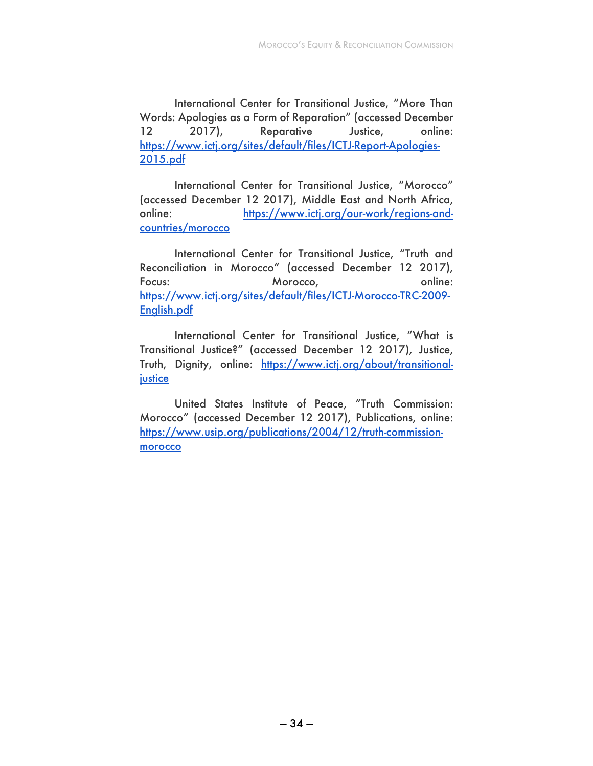International Center for Transitional Justice, "More Than Words: Apologies as a Form of Reparation" (accessed December 12 2017), Reparative Justice, online: https://www.ictj.org/sites/default/files/ICTJ-Report-Apologies-2015.pdf

International Center for Transitional Justice, "Morocco" (accessed December 12 2017), Middle East and North Africa, online: https://www.ictj.org/our-work/regions-and-countries/morocco

International Center for Transitional Justice, "Truth and Reconciliation in Morocco" (accessed December 12 2017), Focus: Morocco, online: https://www.ictj.org/sites/default/files/ICTJ-Morocco-TRC-2009-English.pdf

International Center for Transitional Justice, "What is Transitional Justice?" (accessed December 12 2017), Justice, Truth, Dignity, online: https://www.ictj.org/about/transitional-justice

United States Institute of Peace, "Truth Commission: Morocco" (accessed December 12 2017), Publications, online: https://www.usip.org/publications/2004/12/truth-commission-morocco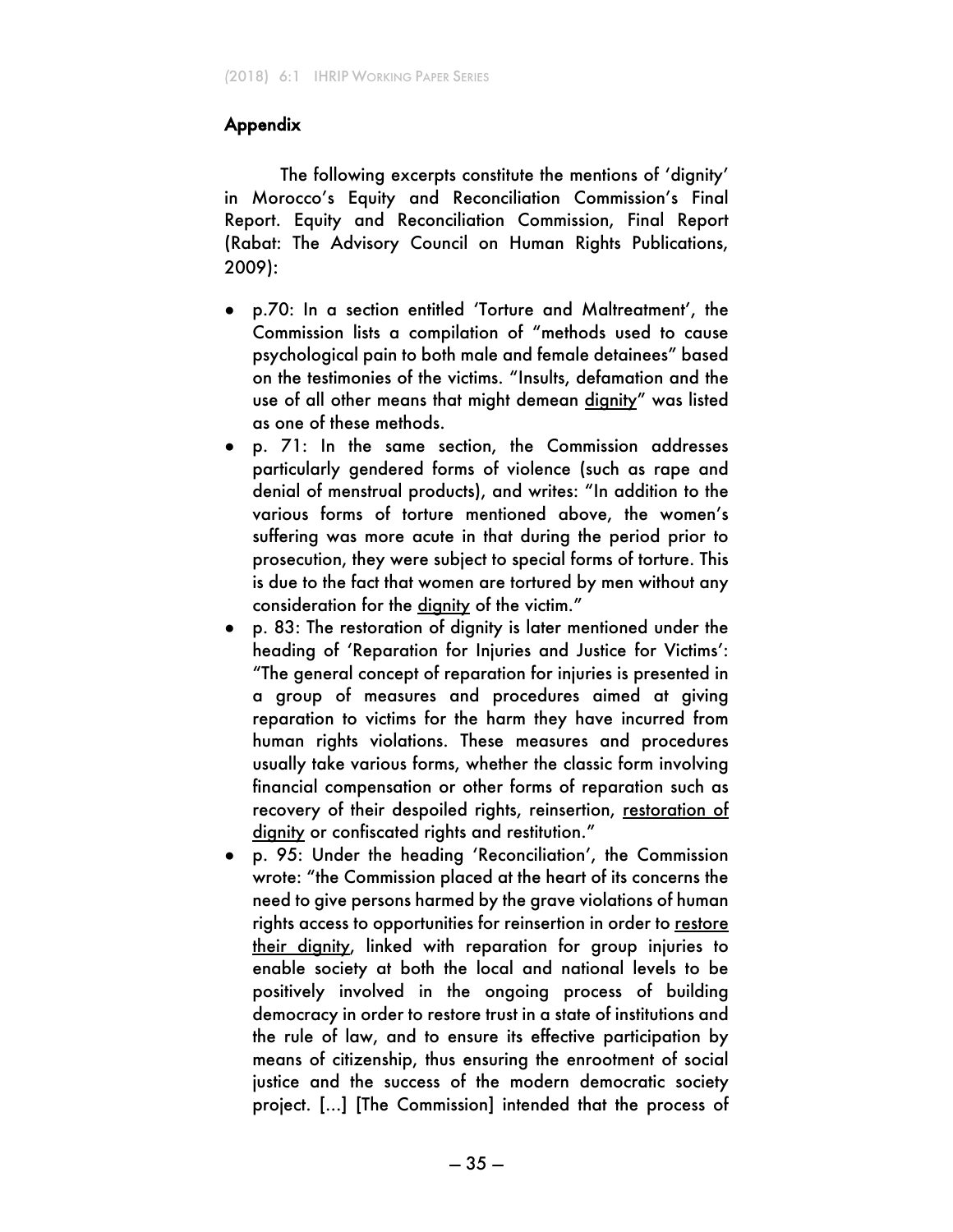## Appendix

The following excerpts constitute the mentions of 'dignity' in Morocco's Equity and Reconciliation Commission's Final Report. Equity and Reconciliation Commission, Final Report (Rabat: The Advisory Council on Human Rights Publications, 2009):

- p.70: In a section entitled 'Torture and Maltreatment', the Commission lists a compilation of "methods used to cause psychological pain to both male and female detainees" based on the testimonies of the victims. "Insults, defamation and the use of all other means that might demean <u>dignity</u>" was listed as one of these methods.
- p. 71: In the same section, the Commission addresses particularly gendered forms of violence (such as rape and denial of menstrual products), and writes: "In addition to the various forms of torture mentioned above, the women's suffering was more acute in that during the period prior to prosecution, they were subject to special forms of torture. This is due to the fact that women are tortured by men without any consideration for the <u>dignity</u> of the victim."
- p. 83: The restoration of dignity is later mentioned under the heading of 'Reparation for Injuries and Justice for Victims': "The general concept of reparation for injuries is presented in a group of measures and procedures aimed at giving reparation to victims for the harm they have incurred from human rights violations. These measures and procedures usually take various forms, whether the classic form involving financial compensation or other forms of reparation such as recovery of their despoiled rights, reinsertion, <u>restoration of dignity</u> or confiscated rights and restitution."
- p. 95: Under the heading 'Reconciliation', the Commission wrote: "the Commission placed at the heart of its concerns the need to give persons harmed by the grave violations of human rights access to opportunities for reinsertion in order to <u>restore their dignity</u>, linked with reparation for group injuries to enable society at both the local and national levels to be positively involved in the ongoing process of building democracy in order to restore trust in a state of institutions and the rule of law, and to ensure its effective participation by means of citizenship, thus ensuring the enrootment of social justice and the success of the modern democratic society project. [...] [The Commission] intended that the process of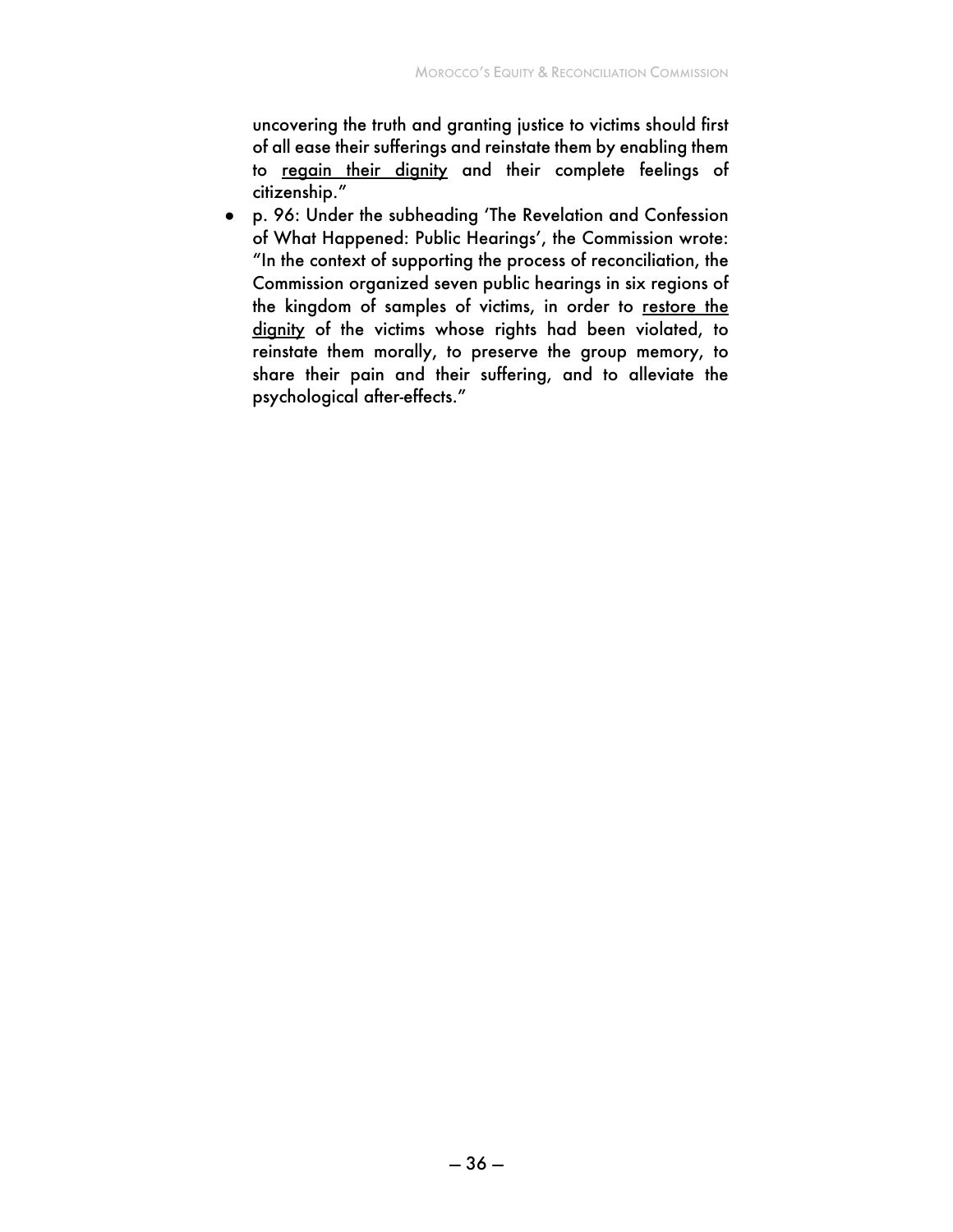uncovering the truth and granting justice to victims should first of all ease their sufferings and reinstate them by enabling them to <u>regain their dignity</u> and their complete feelings of citizenship."

- p. 96: Under the subheading 'The Revelation and Confession of What Happened: Public Hearings', the Commission wrote: "In the context of supporting the process of reconciliation, the Commission organized seven public hearings in six regions of the kingdom of samples of victims, in order to <u>restore the dignity</u> of the victims whose rights had been violated, to reinstate them morally, to preserve the group memory, to share their pain and their suffering, and to alleviate the psychological after-effects."